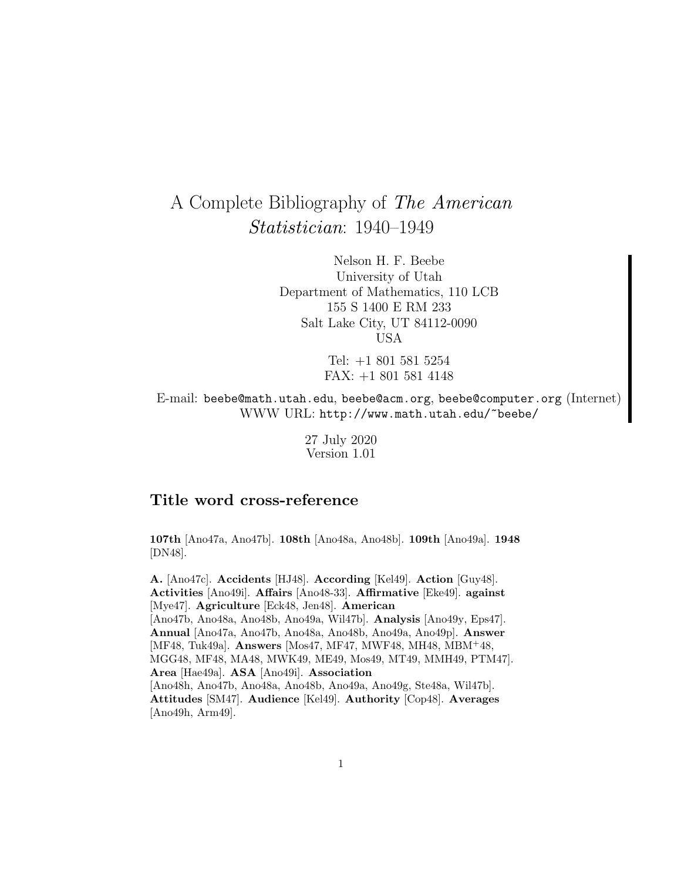# A Complete Bibliography of *The American Statistician*: 1940–1949

Nelson H. F. Beebe
University of Utah
Department of Mathematics, 110 LCB
155 S 1400 E RM 233
Salt Lake City, UT 84112-0090
USA

Tel: +1 801 581 5254
FAX: +1 801 581 4148

E-mail: `beebe@math.utah.edu`, `beebe@acm.org`, `beebe@computer.org` (Internet)
WWW URL: `http://www.math.utah.edu/~beebe/`

27 July 2020
Version 1.01

## Title word cross-reference

**107th** [Ano47a, Ano47b]. **108th** [Ano48a, Ano48b]. **109th** [Ano49a]. **1948** [DN48].

**A.** [Ano47c]. **Accidents** [HJ48]. **According** [Kel49]. **Action** [Guy48]. **Activities** [Ano49i]. **Affairs** [Ano48-33]. **Affirmative** [Eke49]. **against** [Mye47]. **Agriculture** [Eck48, Jen48]. **American** [Ano47b, Ano48a, Ano48b, Ano49a, Wil47b]. **Analysis** [Ano49y, Eps47]. **Annual** [Ano47a, Ano47b, Ano48a, Ano48b, Ano49a, Ano49p]. **Answer** [MF48, Tuk49a]. **Answers** [Mos47, MF47, MWF48, MH48, MBM+48, MGG48, MF48, MA48, MWK49, ME49, Mos49, MT49, MMH49, PTM47]. **Area** [Hae49a]. **ASA** [Ano49i]. **Association** [Ano48h, Ano47b, Ano48a, Ano48b, Ano49a, Ano49g, Ste48a, Wil47b]. **Attitudes** [SM47]. **Audience** [Kel49]. **Authority** [Cop48]. **Averages** [Ano49h, Arm49].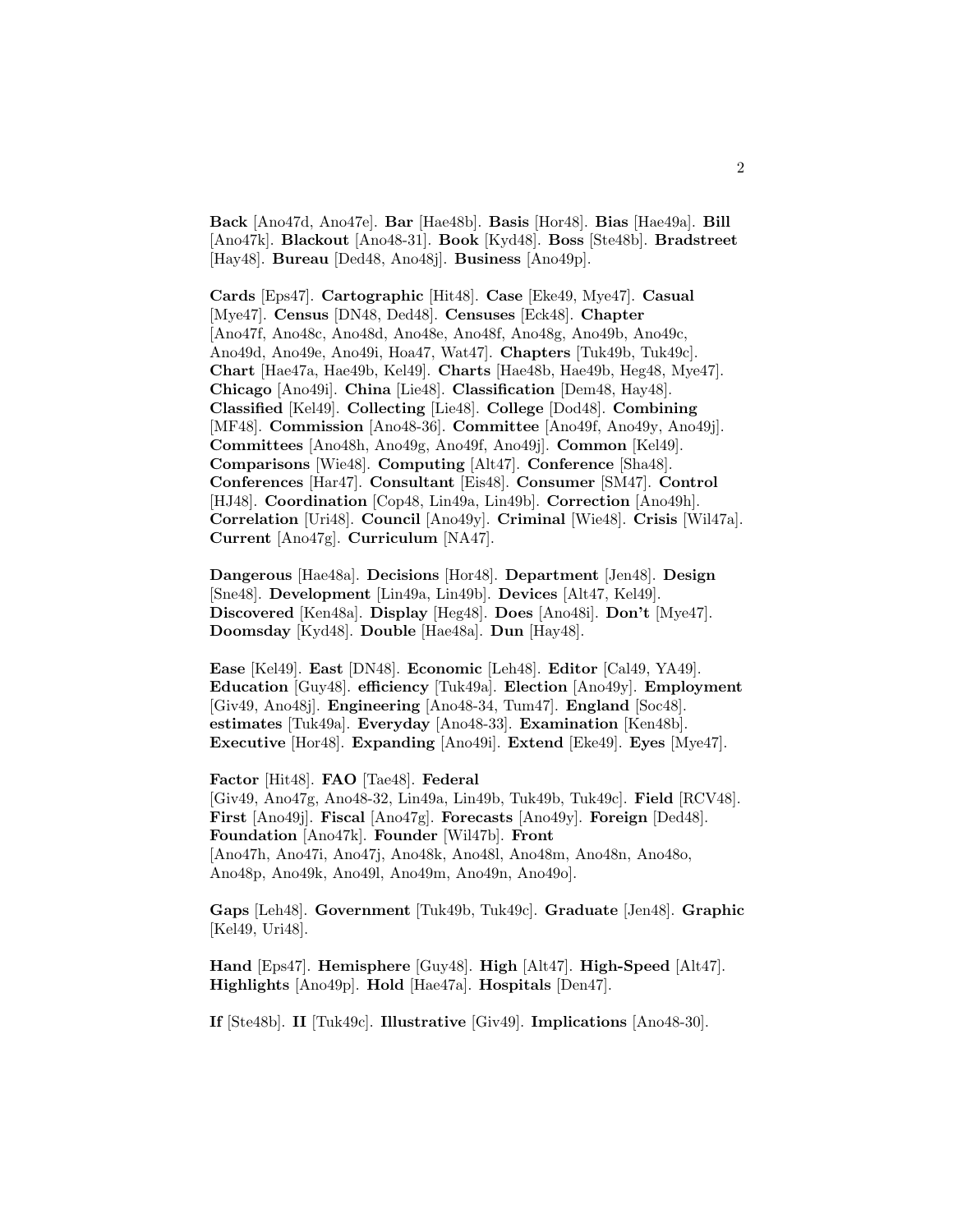**Back** [Ano47d, Ano47e]. **Bar** [Hae48b]. **Basis** [Hor48]. **Bias** [Hae49a]. **Bill** [Ano47k]. **Blackout** [Ano48-31]. **Book** [Kyd48]. **Boss** [Ste48b]. **Bradstreet** [Hay48]. **Bureau** [Ded48, Ano48j]. **Business** [Ano49p].

**Cards** [Eps47]. **Cartographic** [Hit48]. **Case** [Eke49, Mye47]. **Casual** [Mye47]. **Census** [DN48, Ded48]. **Censuses** [Eck48]. **Chapter** [Ano47f, Ano48c, Ano48d, Ano48e, Ano48f, Ano48g, Ano49b, Ano49c, Ano49d, Ano49e, Ano49i, Hoa47, Wat47]. **Chapters** [Tuk49b, Tuk49c]. **Chart** [Hae47a, Hae49b, Kel49]. **Charts** [Hae48b, Hae49b, Heg48, Mye47]. **Chicago** [Ano49i]. **China** [Lie48]. **Classification** [Dem48, Hay48]. **Classified** [Kel49]. **Collecting** [Lie48]. **College** [Dod48]. **Combining** [MF48]. **Commission** [Ano48-36]. **Committee** [Ano49f, Ano49y, Ano49j]. **Committees** [Ano48h, Ano49g, Ano49f, Ano49j]. **Common** [Kel49]. **Comparisons** [Wie48]. **Computing** [Alt47]. **Conference** [Sha48]. **Conferences** [Har47]. **Consultant** [Eis48]. **Consumer** [SM47]. **Control** [HJ48]. **Coordination** [Cop48, Lin49a, Lin49b]. **Correction** [Ano49h]. **Correlation** [Uri48]. **Council** [Ano49y]. **Criminal** [Wie48]. **Crisis** [Wil47a]. **Current** [Ano47g]. **Curriculum** [NA47].

**Dangerous** [Hae48a]. **Decisions** [Hor48]. **Department** [Jen48]. **Design** [Sne48]. **Development** [Lin49a, Lin49b]. **Devices** [Alt47, Kel49]. **Discovered** [Ken48a]. **Display** [Heg48]. **Does** [Ano48i]. **Don't** [Mye47]. **Doomsday** [Kyd48]. **Double** [Hae48a]. **Dun** [Hay48].

**Ease** [Kel49]. **East** [DN48]. **Economic** [Leh48]. **Editor** [Cal49, YA49]. **Education** [Guy48]. **efficiency** [Tuk49a]. **Election** [Ano49y]. **Employment** [Giv49, Ano48j]. **Engineering** [Ano48-34, Tum47]. **England** [Soc48]. **estimates** [Tuk49a]. **Everyday** [Ano48-33]. **Examination** [Ken48b]. **Executive** [Hor48]. **Expanding** [Ano49i]. **Extend** [Eke49]. **Eyes** [Mye47].

**Factor** [Hit48]. **FAO** [Tae48]. **Federal** [Giv49, Ano47g, Ano48-32, Lin49a, Lin49b, Tuk49b, Tuk49c]. **Field** [RCV48]. **First** [Ano49j]. **Fiscal** [Ano47g]. **Forecasts** [Ano49y]. **Foreign** [Ded48]. **Foundation** [Ano47k]. **Founder** [Wil47b]. **Front** [Ano47h, Ano47i, Ano47j, Ano48k, Ano48l, Ano48m, Ano48n, Ano48o, Ano48p, Ano49k, Ano49l, Ano49m, Ano49n, Ano49o].

**Gaps** [Leh48]. **Government** [Tuk49b, Tuk49c]. **Graduate** [Jen48]. **Graphic** [Kel49, Uri48].

**Hand** [Eps47]. **Hemisphere** [Guy48]. **High** [Alt47]. **High-Speed** [Alt47]. **Highlights** [Ano49p]. **Hold** [Hae47a]. **Hospitals** [Den47].

**If** [Ste48b]. **II** [Tuk49c]. **Illustrative** [Giv49]. **Implications** [Ano48-30].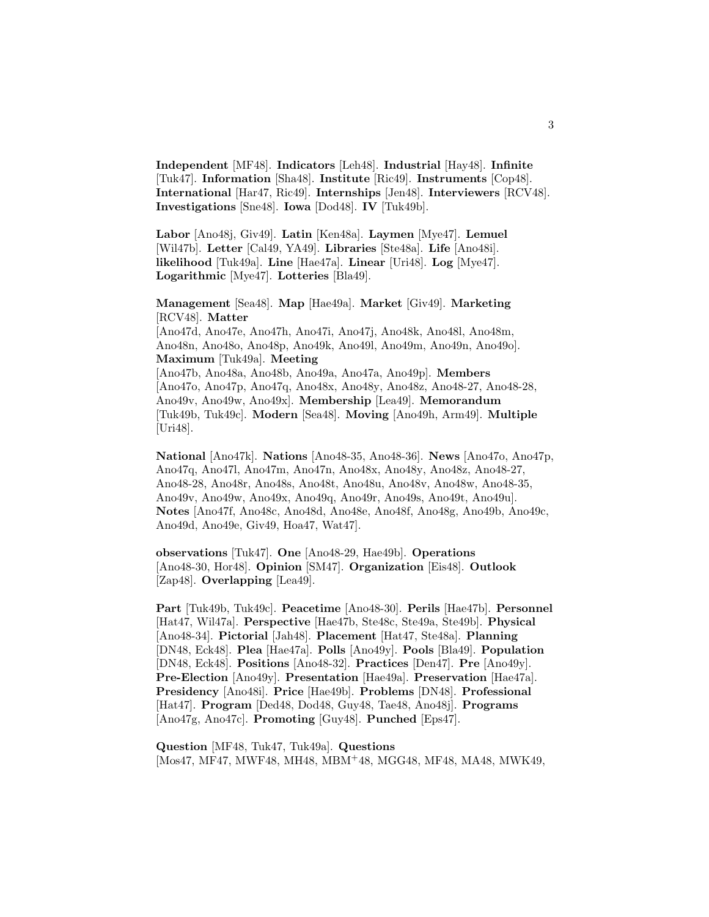**Independent** [MF48]. **Indicators** [Leh48]. **Industrial** [Hay48]. **Infinite** [Tuk47]. **Information** [Sha48]. **Institute** [Ric49]. **Instruments** [Cop48]. **International** [Har47, Ric49]. **Internships** [Jen48]. **Interviewers** [RCV48]. **Investigations** [Sne48]. **Iowa** [Dod48]. **IV** [Tuk49b].

**Labor** [Ano48j, Giv49]. **Latin** [Ken48a]. **Laymen** [Mye47]. **Lemuel** [Wil47b]. **Letter** [Cal49, YA49]. **Libraries** [Ste48a]. **Life** [Ano48i]. **likelihood** [Tuk49a]. **Line** [Hae47a]. **Linear** [Uri48]. **Log** [Mye47]. **Logarithmic** [Mye47]. **Lotteries** [Bla49].

**Management** [Sea48]. **Map** [Hae49a]. **Market** [Giv49]. **Marketing** [RCV48]. **Matter** [Ano47d, Ano47e, Ano47h, Ano47i, Ano47j, Ano48k, Ano48l, Ano48m, Ano48n, Ano48o, Ano48p, Ano49k, Ano49l, Ano49m, Ano49n, Ano49o]. **Maximum** [Tuk49a]. **Meeting** [Ano47b, Ano48a, Ano48b, Ano49a, Ano47a, Ano49p]. **Members** [Ano47o, Ano47p, Ano47q, Ano48x, Ano48y, Ano48z, Ano48-27, Ano48-28, Ano49v, Ano49w, Ano49x]. **Membership** [Lea49]. **Memorandum** [Tuk49b, Tuk49c]. **Modern** [Sea48]. **Moving** [Ano49h, Arm49]. **Multiple** [Uri48].

**National** [Ano47k]. **Nations** [Ano48-35, Ano48-36]. **News** [Ano47o, Ano47p, Ano47q, Ano47l, Ano47m, Ano47n, Ano48x, Ano48y, Ano48z, Ano48-27, Ano48-28, Ano48r, Ano48s, Ano48t, Ano48u, Ano48v, Ano48w, Ano48-35, Ano49v, Ano49w, Ano49x, Ano49q, Ano49r, Ano49s, Ano49t, Ano49u]. **Notes** [Ano47f, Ano48c, Ano48d, Ano48e, Ano48f, Ano48g, Ano49b, Ano49c, Ano49d, Ano49e, Giv49, Hoa47, Wat47].

**observations** [Tuk47]. **One** [Ano48-29, Hae49b]. **Operations** [Ano48-30, Hor48]. **Opinion** [SM47]. **Organization** [Eis48]. **Outlook** [Zap48]. **Overlapping** [Lea49].

**Part** [Tuk49b, Tuk49c]. **Peacetime** [Ano48-30]. **Perils** [Hae47b]. **Personnel** [Hat47, Wil47a]. **Perspective** [Hae47b, Ste48c, Ste49a, Ste49b]. **Physical** [Ano48-34]. **Pictorial** [Jah48]. **Placement** [Hat47, Ste48a]. **Planning** [DN48, Eck48]. **Plea** [Hae47a]. **Polls** [Ano49y]. **Pools** [Bla49]. **Population** [DN48, Eck48]. **Positions** [Ano48-32]. **Practices** [Den47]. **Pre** [Ano49y]. **Pre-Election** [Ano49y]. **Presentation** [Hae49a]. **Preservation** [Hae47a]. **Presidency** [Ano48i]. **Price** [Hae49b]. **Problems** [DN48]. **Professional** [Hat47]. **Program** [Ded48, Dod48, Guy48, Tae48, Ano48j]. **Programs** [Ano47g, Ano47c]. **Promoting** [Guy48]. **Punched** [Eps47].

**Question** [MF48, Tuk47, Tuk49a]. **Questions** [Mos47, MF47, MWF48, MH48, MBM+48, MGG48, MF48, MA48, MWK49,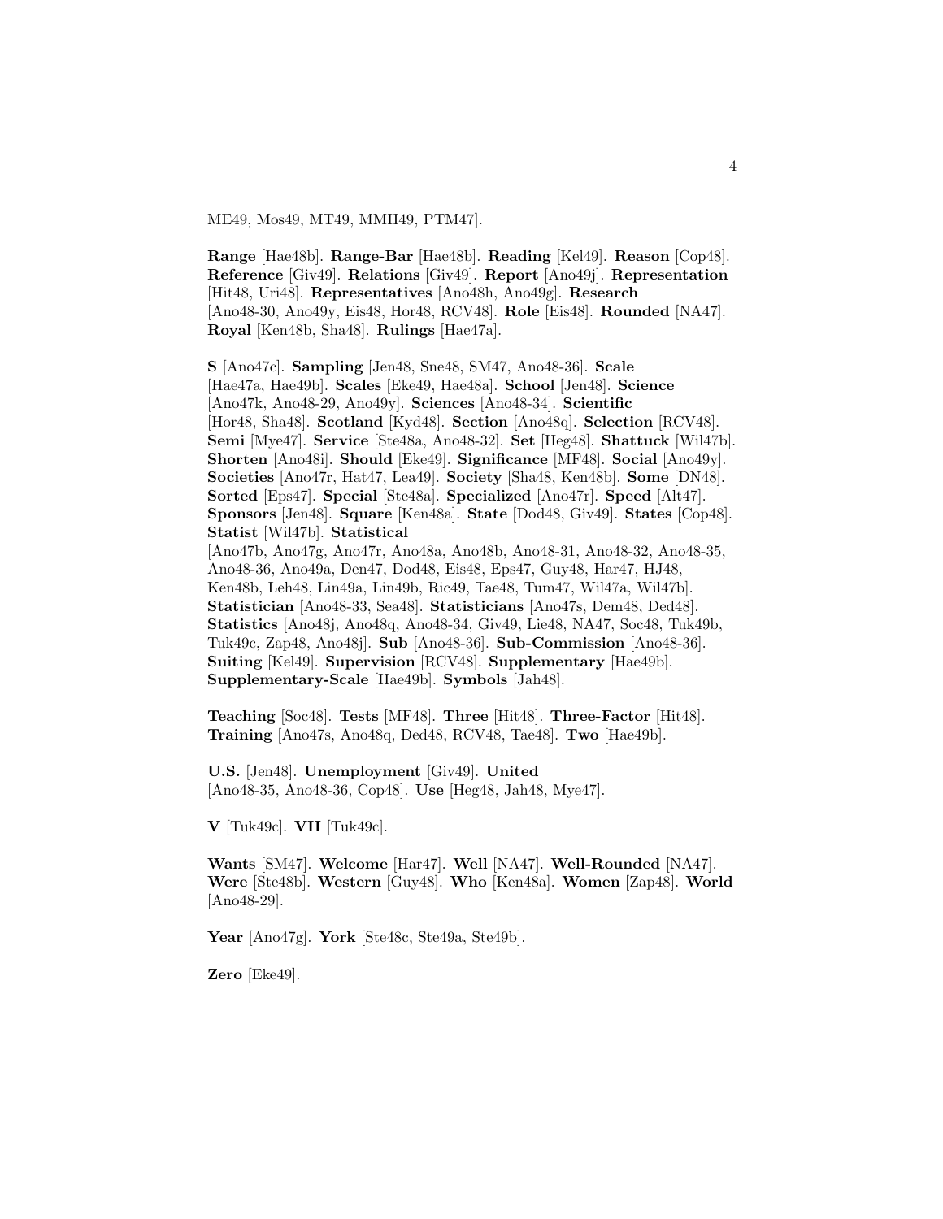ME49, Mos49, MT49, MMH49, PTM47].

**Range** [Hae48b]. **Range-Bar** [Hae48b]. **Reading** [Kel49]. **Reason** [Cop48]. **Reference** [Giv49]. **Relations** [Giv49]. **Report** [Ano49j]. **Representation** [Hit48, Uri48]. **Representatives** [Ano48h, Ano49g]. **Research** [Ano48-30, Ano49y, Eis48, Hor48, RCV48]. **Role** [Eis48]. **Rounded** [NA47]. **Royal** [Ken48b, Sha48]. **Rulings** [Hae47a].

**S** [Ano47c]. **Sampling** [Jen48, Sne48, SM47, Ano48-36]. **Scale** [Hae47a, Hae49b]. **Scales** [Eke49, Hae48a]. **School** [Jen48]. **Science** [Ano47k, Ano48-29, Ano49y]. **Sciences** [Ano48-34]. **Scientific** [Hor48, Sha48]. **Scotland** [Kyd48]. **Section** [Ano48q]. **Selection** [RCV48]. **Semi** [Mye47]. **Service** [Ste48a, Ano48-32]. **Set** [Heg48]. **Shattuck** [Wil47b]. **Shorten** [Ano48i]. **Should** [Eke49]. **Significance** [MF48]. **Social** [Ano49y]. **Societies** [Ano47r, Hat47, Lea49]. **Society** [Sha48, Ken48b]. **Some** [DN48]. **Sorted** [Eps47]. **Special** [Ste48a]. **Specialized** [Ano47r]. **Speed** [Alt47]. **Sponsors** [Jen48]. **Square** [Ken48a]. **State** [Dod48, Giv49]. **States** [Cop48]. **Statist** [Wil47b]. **Statistical** [Ano47b, Ano47g, Ano47r, Ano48a, Ano48b, Ano48-31, Ano48-32, Ano48-35, Ano48-36, Ano49a, Den47, Dod48, Eis48, Eps47, Guy48, Har47, HJ48, Ken48b, Leh48, Lin49a, Lin49b, Ric49, Tae48, Tum47, Wil47a, Wil47b]. **Statistician** [Ano48-33, Sea48]. **Statisticians** [Ano47s, Dem48, Ded48]. **Statistics** [Ano48j, Ano48q, Ano48-34, Giv49, Lie48, NA47, Soc48, Tuk49b, Tuk49c, Zap48, Ano48j]. **Sub** [Ano48-36]. **Sub-Commission** [Ano48-36]. **Suiting** [Kel49]. **Supervision** [RCV48]. **Supplementary** [Hae49b]. **Supplementary-Scale** [Hae49b]. **Symbols** [Jah48].

**Teaching** [Soc48]. **Tests** [MF48]. **Three** [Hit48]. **Three-Factor** [Hit48]. **Training** [Ano47s, Ano48q, Ded48, RCV48, Tae48]. **Two** [Hae49b].

**U.S.** [Jen48]. **Unemployment** [Giv49]. **United** [Ano48-35, Ano48-36, Cop48]. **Use** [Heg48, Jah48, Mye47].

**V** [Tuk49c]. **VII** [Tuk49c].

**Wants** [SM47]. **Welcome** [Har47]. **Well** [NA47]. **Well-Rounded** [NA47]. **Were** [Ste48b]. **Western** [Guy48]. **Who** [Ken48a]. **Women** [Zap48]. **World** [Ano48-29].

**Year** [Ano47g]. **York** [Ste48c, Ste49a, Ste49b].

**Zero** [Eke49].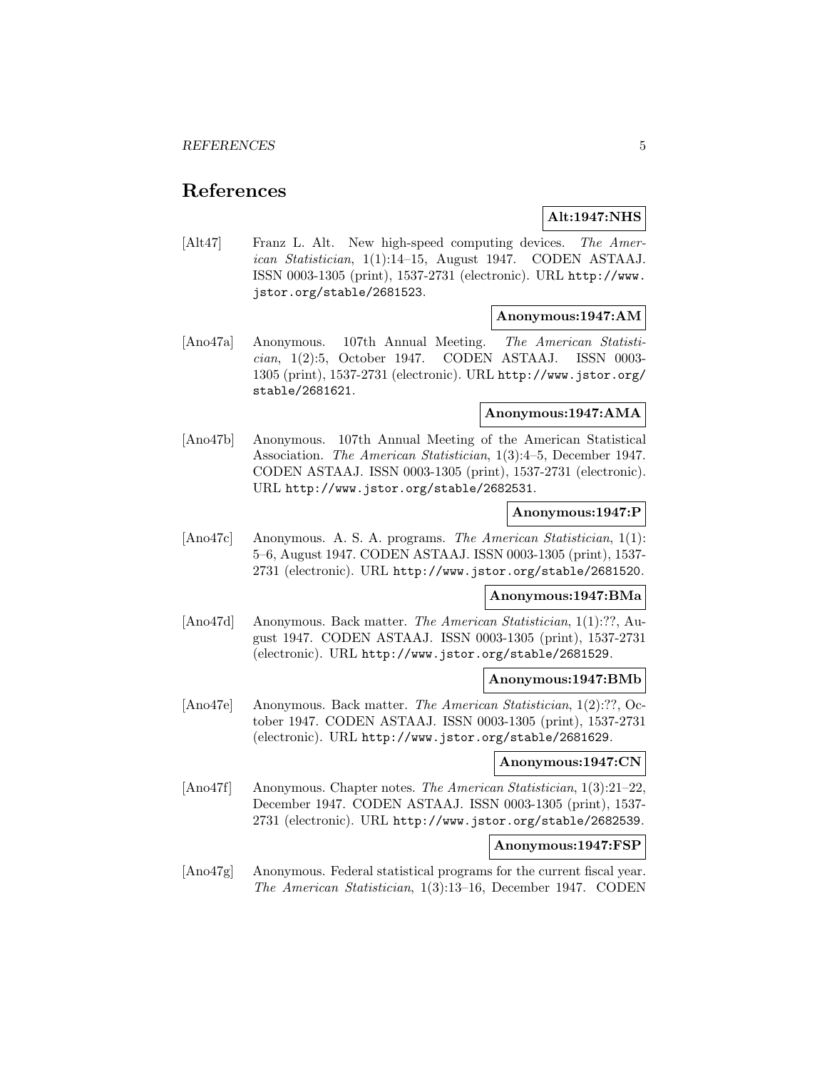# References

**Alt:1947:NHS**

[Alt47] Franz L. Alt. New high-speed computing devices. *The American Statistician*, 1(1):14–15, August 1947. CODEN ASTAAJ. ISSN 0003-1305 (print), 1537-2731 (electronic). URL http://www.jstor.org/stable/2681523.

**Anonymous:1947:AM**

[Ano47a] Anonymous. 107th Annual Meeting. *The American Statistician*, 1(2):5, October 1947. CODEN ASTAAJ. ISSN 0003-1305 (print), 1537-2731 (electronic). URL http://www.jstor.org/stable/2681621.

**Anonymous:1947:AMA**

[Ano47b] Anonymous. 107th Annual Meeting of the American Statistical Association. *The American Statistician*, 1(3):4–5, December 1947. CODEN ASTAAJ. ISSN 0003-1305 (print), 1537-2731 (electronic). URL http://www.jstor.org/stable/2682531.

**Anonymous:1947:P**

[Ano47c] Anonymous. A. S. A. programs. *The American Statistician*, 1(1): 5–6, August 1947. CODEN ASTAAJ. ISSN 0003-1305 (print), 1537-2731 (electronic). URL http://www.jstor.org/stable/2681520.

**Anonymous:1947:BMa**

[Ano47d] Anonymous. Back matter. *The American Statistician*, 1(1):??, August 1947. CODEN ASTAAJ. ISSN 0003-1305 (print), 1537-2731 (electronic). URL http://www.jstor.org/stable/2681529.

**Anonymous:1947:BMb**

[Ano47e] Anonymous. Back matter. *The American Statistician*, 1(2):??, October 1947. CODEN ASTAAJ. ISSN 0003-1305 (print), 1537-2731 (electronic). URL http://www.jstor.org/stable/2681629.

**Anonymous:1947:CN**

[Ano47f] Anonymous. Chapter notes. *The American Statistician*, 1(3):21–22, December 1947. CODEN ASTAAJ. ISSN 0003-1305 (print), 1537-2731 (electronic). URL http://www.jstor.org/stable/2682539.

**Anonymous:1947:FSP**

[Ano47g] Anonymous. Federal statistical programs for the current fiscal year. *The American Statistician*, 1(3):13–16, December 1947. CODEN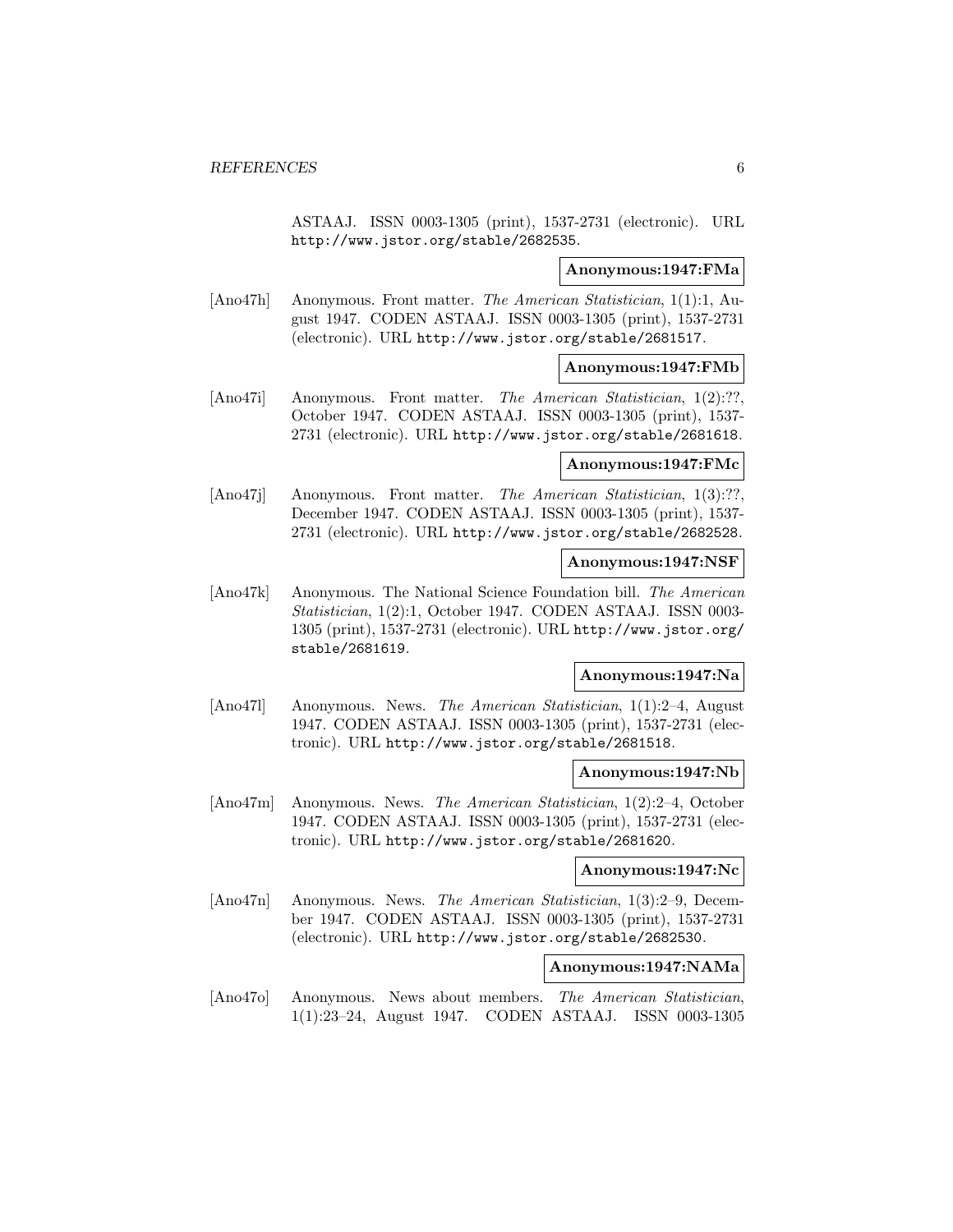ASTAAJ. ISSN 0003-1305 (print), 1537-2731 (electronic). URL http://www.jstor.org/stable/2682535.

**Anonymous:1947:FMa**

[Ano47h] Anonymous. Front matter. *The American Statistician*, 1(1):1, August 1947. CODEN ASTAAJ. ISSN 0003-1305 (print), 1537-2731 (electronic). URL http://www.jstor.org/stable/2681517.

**Anonymous:1947:FMb**

[Ano47i] Anonymous. Front matter. *The American Statistician*, 1(2):??, October 1947. CODEN ASTAAJ. ISSN 0003-1305 (print), 1537-2731 (electronic). URL http://www.jstor.org/stable/2681618.

**Anonymous:1947:FMc**

[Ano47j] Anonymous. Front matter. *The American Statistician*, 1(3):??, December 1947. CODEN ASTAAJ. ISSN 0003-1305 (print), 1537-2731 (electronic). URL http://www.jstor.org/stable/2682528.

**Anonymous:1947:NSF**

[Ano47k] Anonymous. The National Science Foundation bill. *The American Statistician*, 1(2):1, October 1947. CODEN ASTAAJ. ISSN 0003-1305 (print), 1537-2731 (electronic). URL http://www.jstor.org/stable/2681619.

**Anonymous:1947:Na**

[Ano47l] Anonymous. News. *The American Statistician*, 1(1):2–4, August 1947. CODEN ASTAAJ. ISSN 0003-1305 (print), 1537-2731 (electronic). URL http://www.jstor.org/stable/2681518.

**Anonymous:1947:Nb**

[Ano47m] Anonymous. News. *The American Statistician*, 1(2):2–4, October 1947. CODEN ASTAAJ. ISSN 0003-1305 (print), 1537-2731 (electronic). URL http://www.jstor.org/stable/2681620.

**Anonymous:1947:Nc**

[Ano47n] Anonymous. News. *The American Statistician*, 1(3):2–9, December 1947. CODEN ASTAAJ. ISSN 0003-1305 (print), 1537-2731 (electronic). URL http://www.jstor.org/stable/2682530.

**Anonymous:1947:NAMa**

[Ano47o] Anonymous. News about members. *The American Statistician*, 1(1):23–24, August 1947. CODEN ASTAAJ. ISSN 0003-1305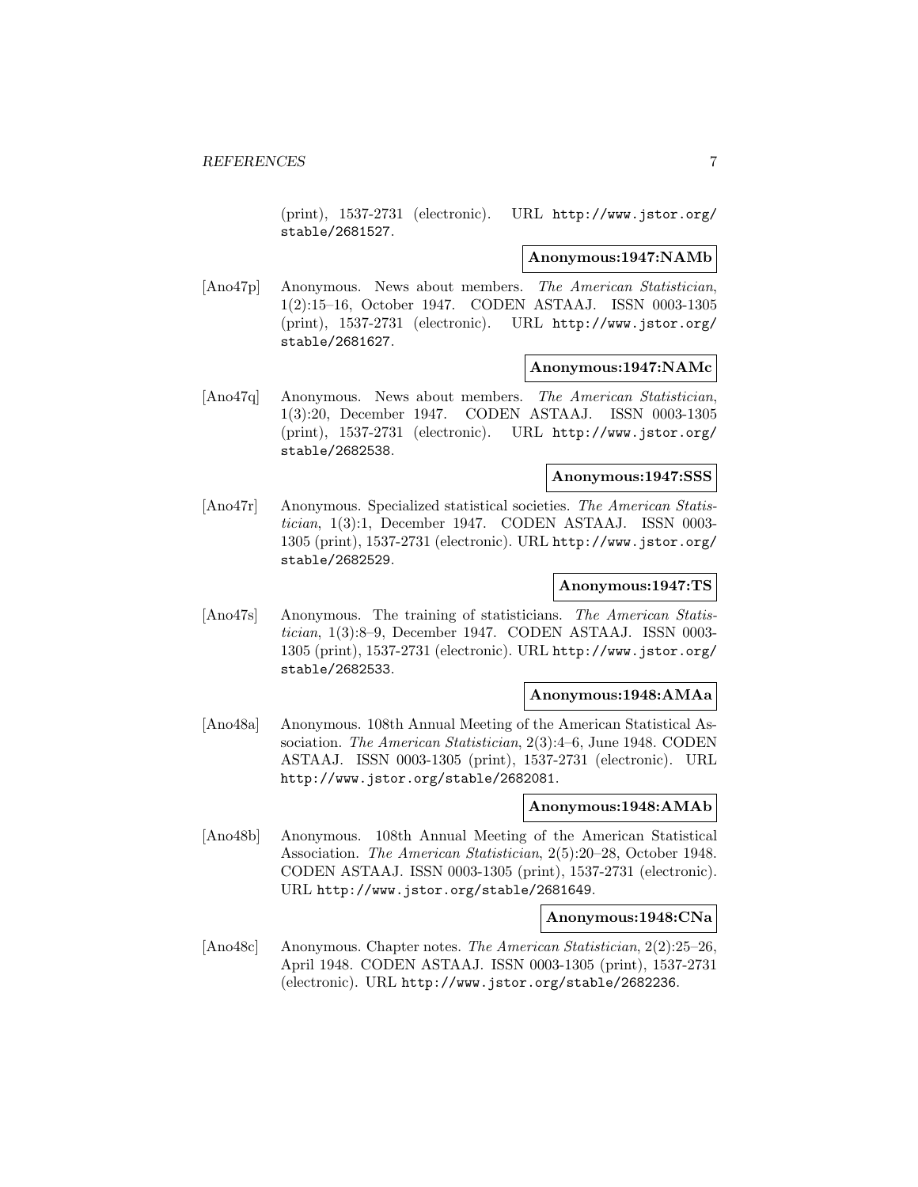(print), 1537-2731 (electronic). URL http://www.jstor.org/stable/2681527.

**Anonymous:1947:NAMb**

[Ano47p] Anonymous. News about members. *The American Statistician*, 1(2):15–16, October 1947. CODEN ASTAAJ. ISSN 0003-1305 (print), 1537-2731 (electronic). URL http://www.jstor.org/stable/2681627.

**Anonymous:1947:NAMc**

[Ano47q] Anonymous. News about members. *The American Statistician*, 1(3):20, December 1947. CODEN ASTAAJ. ISSN 0003-1305 (print), 1537-2731 (electronic). URL http://www.jstor.org/stable/2682538.

**Anonymous:1947:SSS**

[Ano47r] Anonymous. Specialized statistical societies. *The American Statistician*, 1(3):1, December 1947. CODEN ASTAAJ. ISSN 0003-1305 (print), 1537-2731 (electronic). URL http://www.jstor.org/stable/2682529.

**Anonymous:1947:TS**

[Ano47s] Anonymous. The training of statisticians. *The American Statistician*, 1(3):8–9, December 1947. CODEN ASTAAJ. ISSN 0003-1305 (print), 1537-2731 (electronic). URL http://www.jstor.org/stable/2682533.

**Anonymous:1948:AMAa**

[Ano48a] Anonymous. 108th Annual Meeting of the American Statistical Association. *The American Statistician*, 2(3):4–6, June 1948. CODEN ASTAAJ. ISSN 0003-1305 (print), 1537-2731 (electronic). URL http://www.jstor.org/stable/2682081.

**Anonymous:1948:AMAb**

[Ano48b] Anonymous. 108th Annual Meeting of the American Statistical Association. *The American Statistician*, 2(5):20–28, October 1948. CODEN ASTAAJ. ISSN 0003-1305 (print), 1537-2731 (electronic). URL http://www.jstor.org/stable/2681649.

**Anonymous:1948:CNa**

[Ano48c] Anonymous. Chapter notes. *The American Statistician*, 2(2):25–26, April 1948. CODEN ASTAAJ. ISSN 0003-1305 (print), 1537-2731 (electronic). URL http://www.jstor.org/stable/2682236.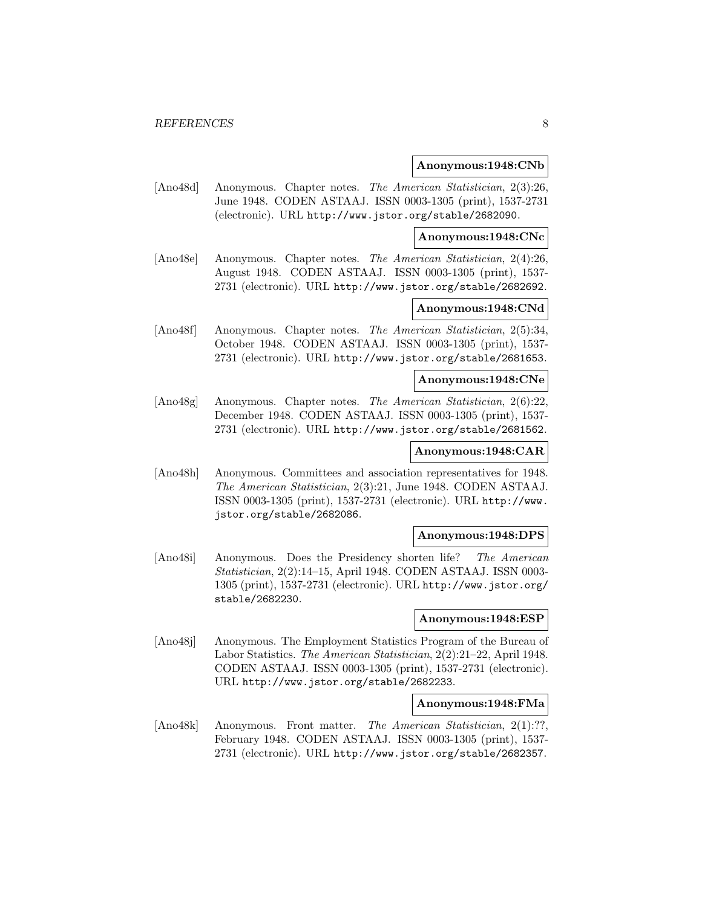**Anonymous:1948:CNb**

[Ano48d] Anonymous. Chapter notes. *The American Statistician*, 2(3):26, June 1948. CODEN ASTAAJ. ISSN 0003-1305 (print), 1537-2731 (electronic). URL http://www.jstor.org/stable/2682090.

**Anonymous:1948:CNc**

[Ano48e] Anonymous. Chapter notes. *The American Statistician*, 2(4):26, August 1948. CODEN ASTAAJ. ISSN 0003-1305 (print), 1537-2731 (electronic). URL http://www.jstor.org/stable/2682692.

**Anonymous:1948:CNd**

[Ano48f] Anonymous. Chapter notes. *The American Statistician*, 2(5):34, October 1948. CODEN ASTAAJ. ISSN 0003-1305 (print), 1537-2731 (electronic). URL http://www.jstor.org/stable/2681653.

**Anonymous:1948:CNe**

[Ano48g] Anonymous. Chapter notes. *The American Statistician*, 2(6):22, December 1948. CODEN ASTAAJ. ISSN 0003-1305 (print), 1537-2731 (electronic). URL http://www.jstor.org/stable/2681562.

**Anonymous:1948:CAR**

[Ano48h] Anonymous. Committees and association representatives for 1948. *The American Statistician*, 2(3):21, June 1948. CODEN ASTAAJ. ISSN 0003-1305 (print), 1537-2731 (electronic). URL http://www.jstor.org/stable/2682086.

**Anonymous:1948:DPS**

[Ano48i] Anonymous. Does the Presidency shorten life? *The American Statistician*, 2(2):14–15, April 1948. CODEN ASTAAJ. ISSN 0003-1305 (print), 1537-2731 (electronic). URL http://www.jstor.org/stable/2682230.

**Anonymous:1948:ESP**

[Ano48j] Anonymous. The Employment Statistics Program of the Bureau of Labor Statistics. *The American Statistician*, 2(2):21–22, April 1948. CODEN ASTAAJ. ISSN 0003-1305 (print), 1537-2731 (electronic). URL http://www.jstor.org/stable/2682233.

**Anonymous:1948:FMa**

[Ano48k] Anonymous. Front matter. *The American Statistician*, 2(1):??, February 1948. CODEN ASTAAJ. ISSN 0003-1305 (print), 1537-2731 (electronic). URL http://www.jstor.org/stable/2682357.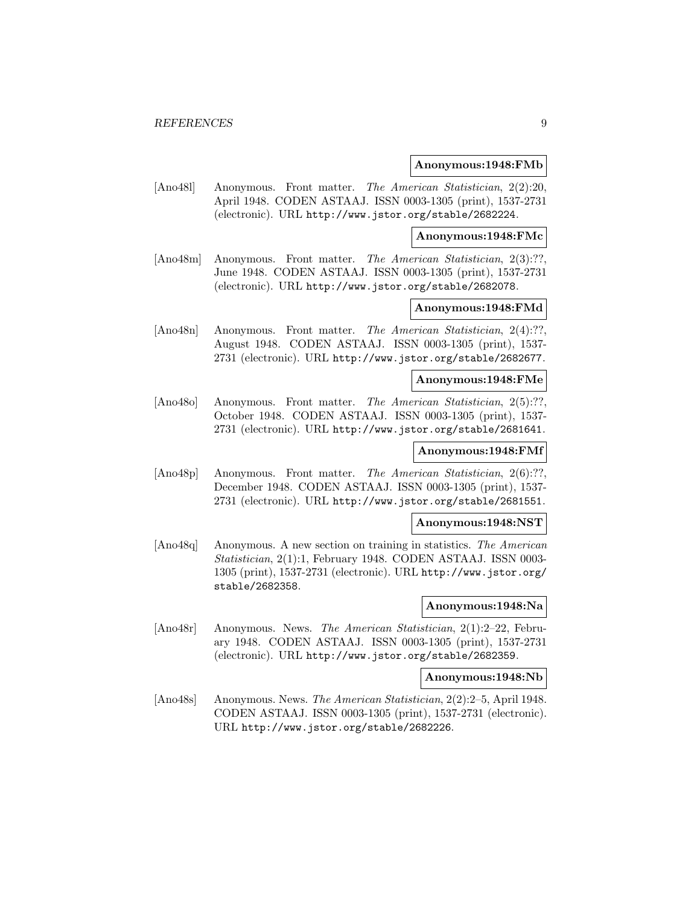**Anonymous:1948:FMb**

[Ano48l] Anonymous. Front matter. *The American Statistician*, 2(2):20, April 1948. CODEN ASTAAJ. ISSN 0003-1305 (print), 1537-2731 (electronic). URL http://www.jstor.org/stable/2682224.

**Anonymous:1948:FMc**

[Ano48m] Anonymous. Front matter. *The American Statistician*, 2(3):??, June 1948. CODEN ASTAAJ. ISSN 0003-1305 (print), 1537-2731 (electronic). URL http://www.jstor.org/stable/2682078.

**Anonymous:1948:FMd**

[Ano48n] Anonymous. Front matter. *The American Statistician*, 2(4):??, August 1948. CODEN ASTAAJ. ISSN 0003-1305 (print), 1537-2731 (electronic). URL http://www.jstor.org/stable/2682677.

**Anonymous:1948:FMe**

[Ano48o] Anonymous. Front matter. *The American Statistician*, 2(5):??, October 1948. CODEN ASTAAJ. ISSN 0003-1305 (print), 1537-2731 (electronic). URL http://www.jstor.org/stable/2681641.

**Anonymous:1948:FMf**

[Ano48p] Anonymous. Front matter. *The American Statistician*, 2(6):??, December 1948. CODEN ASTAAJ. ISSN 0003-1305 (print), 1537-2731 (electronic). URL http://www.jstor.org/stable/2681551.

**Anonymous:1948:NST**

[Ano48q] Anonymous. A new section on training in statistics. *The American Statistician*, 2(1):1, February 1948. CODEN ASTAAJ. ISSN 0003-1305 (print), 1537-2731 (electronic). URL http://www.jstor.org/stable/2682358.

**Anonymous:1948:Na**

[Ano48r] Anonymous. News. *The American Statistician*, 2(1):2–22, February 1948. CODEN ASTAAJ. ISSN 0003-1305 (print), 1537-2731 (electronic). URL http://www.jstor.org/stable/2682359.

**Anonymous:1948:Nb**

[Ano48s] Anonymous. News. *The American Statistician*, 2(2):2–5, April 1948. CODEN ASTAAJ. ISSN 0003-1305 (print), 1537-2731 (electronic). URL http://www.jstor.org/stable/2682226.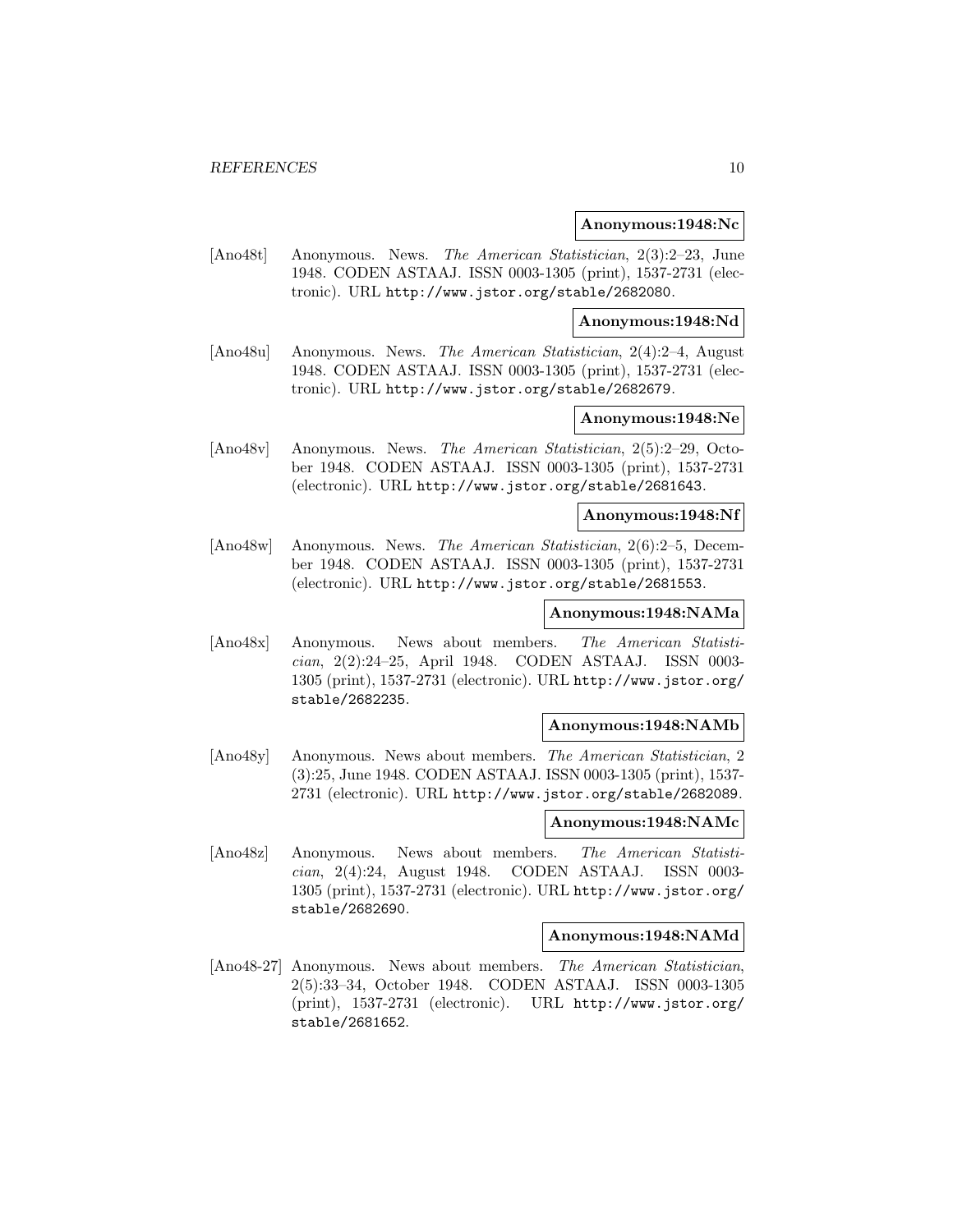**Anonymous:1948:Nc**

[Ano48t] Anonymous. News. *The American Statistician*, 2(3):2–23, June 1948. CODEN ASTAAJ. ISSN 0003-1305 (print), 1537-2731 (electronic). URL http://www.jstor.org/stable/2682080.

**Anonymous:1948:Nd**

[Ano48u] Anonymous. News. *The American Statistician*, 2(4):2–4, August 1948. CODEN ASTAAJ. ISSN 0003-1305 (print), 1537-2731 (electronic). URL http://www.jstor.org/stable/2682679.

**Anonymous:1948:Ne**

[Ano48v] Anonymous. News. *The American Statistician*, 2(5):2–29, October 1948. CODEN ASTAAJ. ISSN 0003-1305 (print), 1537-2731 (electronic). URL http://www.jstor.org/stable/2681643.

**Anonymous:1948:Nf**

[Ano48w] Anonymous. News. *The American Statistician*, 2(6):2–5, December 1948. CODEN ASTAAJ. ISSN 0003-1305 (print), 1537-2731 (electronic). URL http://www.jstor.org/stable/2681553.

**Anonymous:1948:NAMa**

[Ano48x] Anonymous. News about members. *The American Statistician*, 2(2):24–25, April 1948. CODEN ASTAAJ. ISSN 0003-1305 (print), 1537-2731 (electronic). URL http://www.jstor.org/stable/2682235.

**Anonymous:1948:NAMb**

[Ano48y] Anonymous. News about members. *The American Statistician*, 2 (3):25, June 1948. CODEN ASTAAJ. ISSN 0003-1305 (print), 1537-2731 (electronic). URL http://www.jstor.org/stable/2682089.

**Anonymous:1948:NAMc**

[Ano48z] Anonymous. News about members. *The American Statistician*, 2(4):24, August 1948. CODEN ASTAAJ. ISSN 0003-1305 (print), 1537-2731 (electronic). URL http://www.jstor.org/stable/2682690.

**Anonymous:1948:NAMd**

[Ano48-27] Anonymous. News about members. *The American Statistician*, 2(5):33–34, October 1948. CODEN ASTAAJ. ISSN 0003-1305 (print), 1537-2731 (electronic). URL http://www.jstor.org/stable/2681652.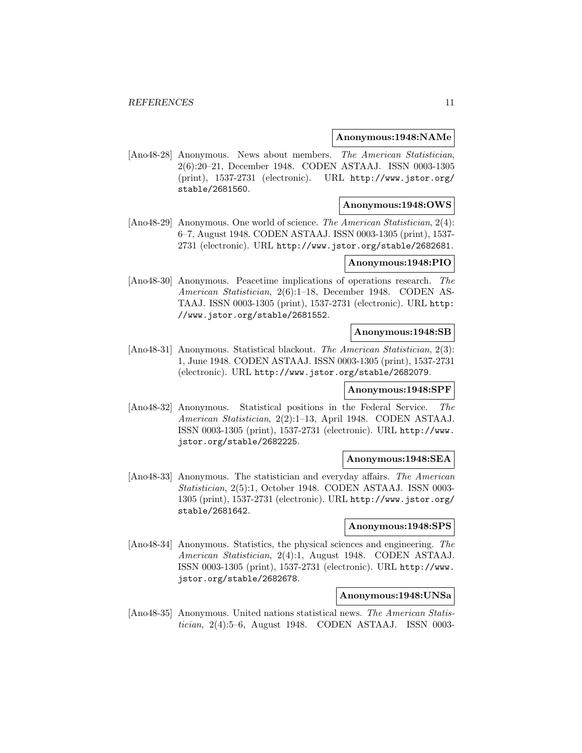**Anonymous:1948:NAMe**

[Ano48-28] Anonymous. News about members. *The American Statistician*, 2(6):20–21, December 1948. CODEN ASTAAJ. ISSN 0003-1305 (print), 1537-2731 (electronic). URL http://www.jstor.org/stable/2681560.

**Anonymous:1948:OWS**

[Ano48-29] Anonymous. One world of science. *The American Statistician*, 2(4): 6–7, August 1948. CODEN ASTAAJ. ISSN 0003-1305 (print), 1537-2731 (electronic). URL http://www.jstor.org/stable/2682681.

**Anonymous:1948:PIO**

[Ano48-30] Anonymous. Peacetime implications of operations research. *The American Statistician*, 2(6):1–18, December 1948. CODEN ASTAAJ. ISSN 0003-1305 (print), 1537-2731 (electronic). URL http://www.jstor.org/stable/2681552.

**Anonymous:1948:SB**

[Ano48-31] Anonymous. Statistical blackout. *The American Statistician*, 2(3): 1, June 1948. CODEN ASTAAJ. ISSN 0003-1305 (print), 1537-2731 (electronic). URL http://www.jstor.org/stable/2682079.

**Anonymous:1948:SPF**

[Ano48-32] Anonymous. Statistical positions in the Federal Service. *The American Statistician*, 2(2):1–13, April 1948. CODEN ASTAAJ. ISSN 0003-1305 (print), 1537-2731 (electronic). URL http://www.jstor.org/stable/2682225.

**Anonymous:1948:SEA**

[Ano48-33] Anonymous. The statistician and everyday affairs. *The American Statistician*, 2(5):1, October 1948. CODEN ASTAAJ. ISSN 0003-1305 (print), 1537-2731 (electronic). URL http://www.jstor.org/stable/2681642.

**Anonymous:1948:SPS**

[Ano48-34] Anonymous. Statistics, the physical sciences and engineering. *The American Statistician*, 2(4):1, August 1948. CODEN ASTAAJ. ISSN 0003-1305 (print), 1537-2731 (electronic). URL http://www.jstor.org/stable/2682678.

**Anonymous:1948:UNSa**

[Ano48-35] Anonymous. United nations statistical news. *The American Statistician*, 2(4):5–6, August 1948. CODEN ASTAAJ. ISSN 0003-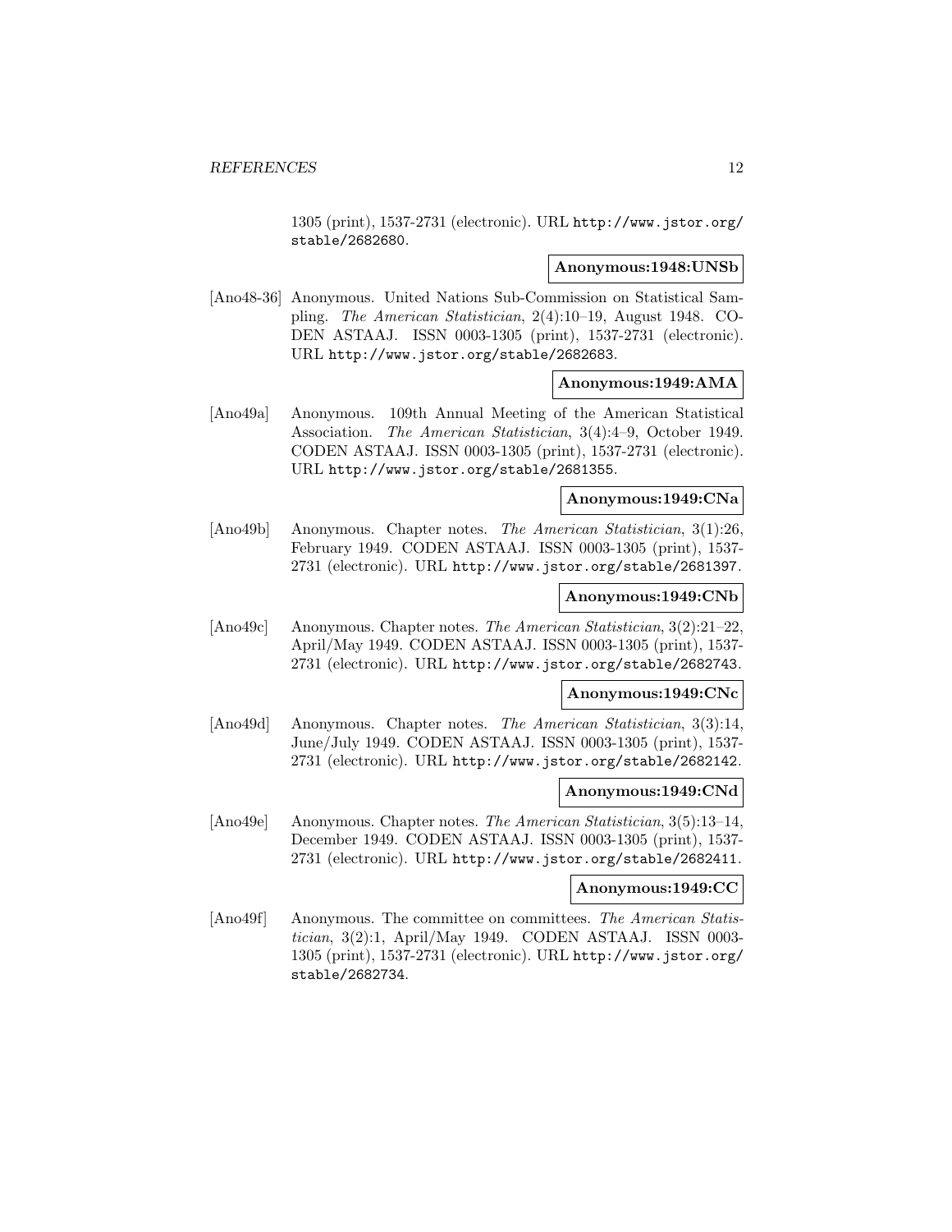1305 (print), 1537-2731 (electronic). URL http://www.jstor.org/stable/2682680.

**Anonymous:1948:UNSb**

[Ano48-36] Anonymous. United Nations Sub-Commission on Statistical Sampling. *The American Statistician*, 2(4):10–19, August 1948. CODEN ASTAAJ. ISSN 0003-1305 (print), 1537-2731 (electronic). URL http://www.jstor.org/stable/2682683.

**Anonymous:1949:AMA**

[Ano49a] Anonymous. 109th Annual Meeting of the American Statistical Association. *The American Statistician*, 3(4):4–9, October 1949. CODEN ASTAAJ. ISSN 0003-1305 (print), 1537-2731 (electronic). URL http://www.jstor.org/stable/2681355.

**Anonymous:1949:CNa**

[Ano49b] Anonymous. Chapter notes. *The American Statistician*, 3(1):26, February 1949. CODEN ASTAAJ. ISSN 0003-1305 (print), 1537-2731 (electronic). URL http://www.jstor.org/stable/2681397.

**Anonymous:1949:CNb**

[Ano49c] Anonymous. Chapter notes. *The American Statistician*, 3(2):21–22, April/May 1949. CODEN ASTAAJ. ISSN 0003-1305 (print), 1537-2731 (electronic). URL http://www.jstor.org/stable/2682743.

**Anonymous:1949:CNc**

[Ano49d] Anonymous. Chapter notes. *The American Statistician*, 3(3):14, June/July 1949. CODEN ASTAAJ. ISSN 0003-1305 (print), 1537-2731 (electronic). URL http://www.jstor.org/stable/2682142.

**Anonymous:1949:CNd**

[Ano49e] Anonymous. Chapter notes. *The American Statistician*, 3(5):13–14, December 1949. CODEN ASTAAJ. ISSN 0003-1305 (print), 1537-2731 (electronic). URL http://www.jstor.org/stable/2682411.

**Anonymous:1949:CC**

[Ano49f] Anonymous. The committee on committees. *The American Statistician*, 3(2):1, April/May 1949. CODEN ASTAAJ. ISSN 0003-1305 (print), 1537-2731 (electronic). URL http://www.jstor.org/stable/2682734.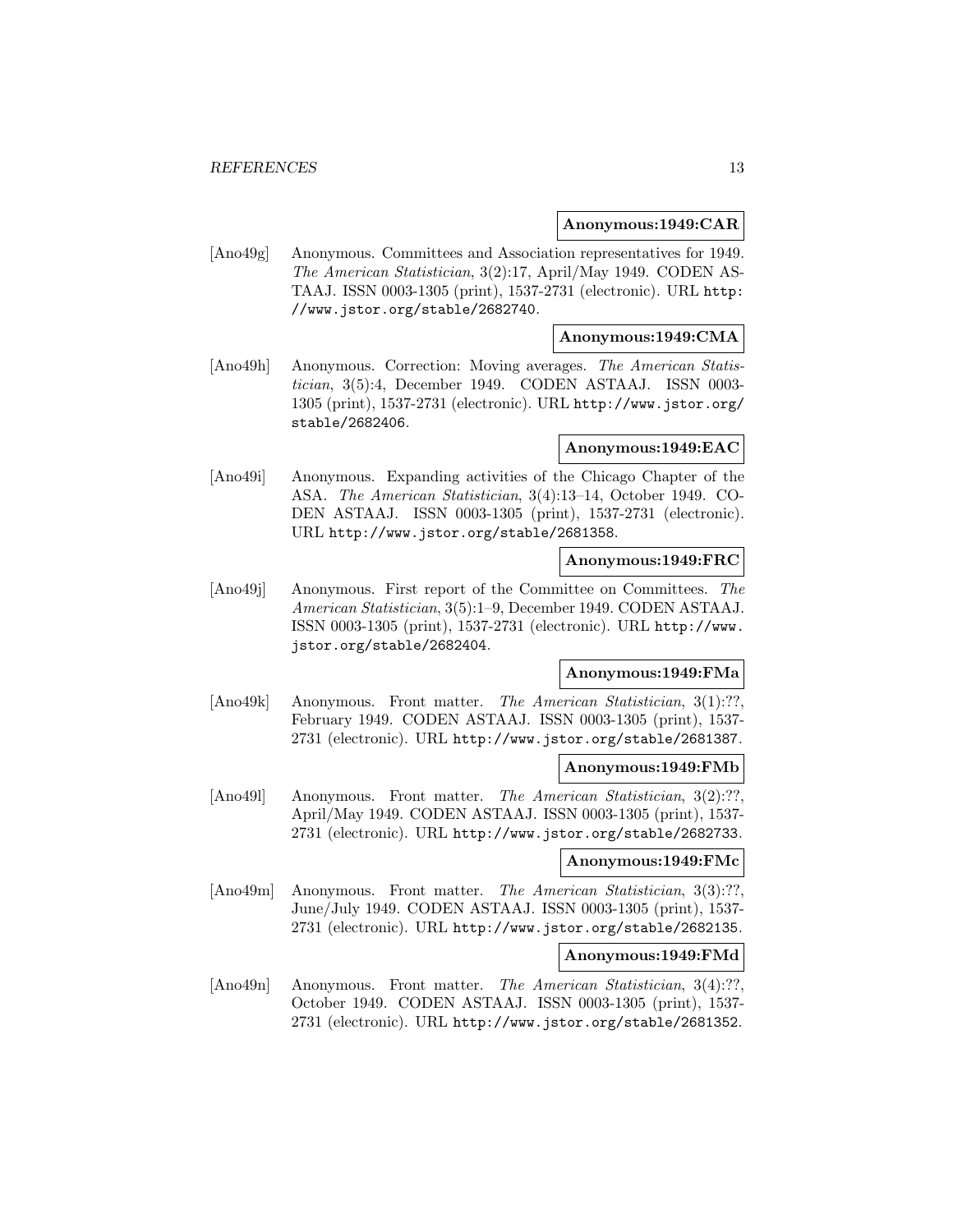**Anonymous:1949:CAR**

[Ano49g] Anonymous. Committees and Association representatives for 1949. *The American Statistician*, 3(2):17, April/May 1949. CODEN ASTAAJ. ISSN 0003-1305 (print), 1537-2731 (electronic). URL http://www.jstor.org/stable/2682740.

**Anonymous:1949:CMA**

[Ano49h] Anonymous. Correction: Moving averages. *The American Statistician*, 3(5):4, December 1949. CODEN ASTAAJ. ISSN 0003-1305 (print), 1537-2731 (electronic). URL http://www.jstor.org/stable/2682406.

**Anonymous:1949:EAC**

[Ano49i] Anonymous. Expanding activities of the Chicago Chapter of the ASA. *The American Statistician*, 3(4):13–14, October 1949. CODEN ASTAAJ. ISSN 0003-1305 (print), 1537-2731 (electronic). URL http://www.jstor.org/stable/2681358.

**Anonymous:1949:FRC**

[Ano49j] Anonymous. First report of the Committee on Committees. *The American Statistician*, 3(5):1–9, December 1949. CODEN ASTAAJ. ISSN 0003-1305 (print), 1537-2731 (electronic). URL http://www.jstor.org/stable/2682404.

**Anonymous:1949:FMa**

[Ano49k] Anonymous. Front matter. *The American Statistician*, 3(1):??, February 1949. CODEN ASTAAJ. ISSN 0003-1305 (print), 1537-2731 (electronic). URL http://www.jstor.org/stable/2681387.

**Anonymous:1949:FMb**

[Ano49l] Anonymous. Front matter. *The American Statistician*, 3(2):??, April/May 1949. CODEN ASTAAJ. ISSN 0003-1305 (print), 1537-2731 (electronic). URL http://www.jstor.org/stable/2682733.

**Anonymous:1949:FMc**

[Ano49m] Anonymous. Front matter. *The American Statistician*, 3(3):??, June/July 1949. CODEN ASTAAJ. ISSN 0003-1305 (print), 1537-2731 (electronic). URL http://www.jstor.org/stable/2682135.

**Anonymous:1949:FMd**

[Ano49n] Anonymous. Front matter. *The American Statistician*, 3(4):??, October 1949. CODEN ASTAAJ. ISSN 0003-1305 (print), 1537-2731 (electronic). URL http://www.jstor.org/stable/2681352.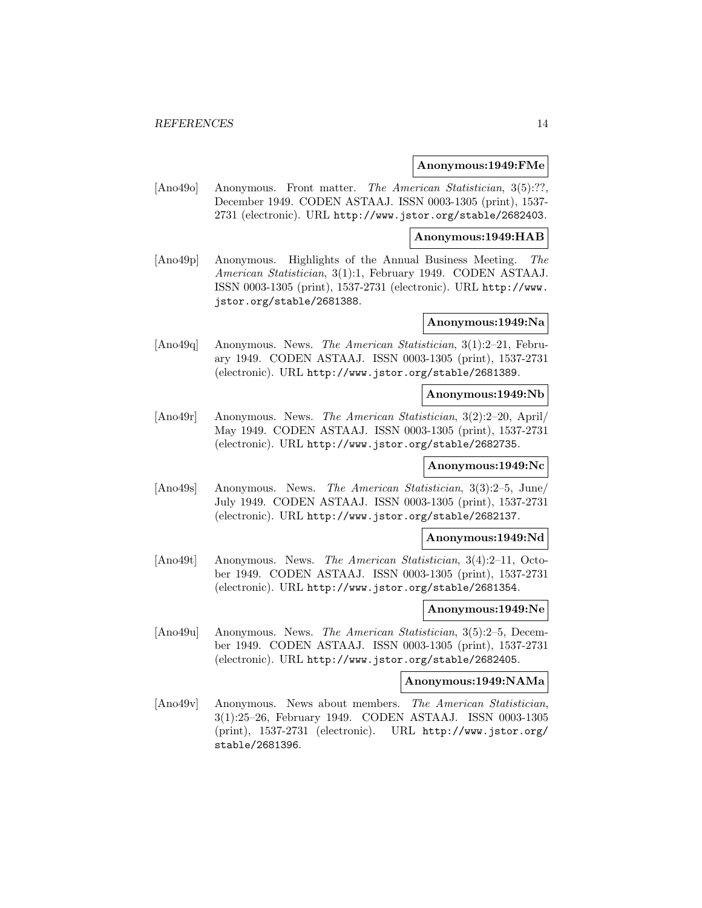**Anonymous:1949:FMe**

[Ano49o] Anonymous. Front matter. *The American Statistician*, 3(5):??, December 1949. CODEN ASTAAJ. ISSN 0003-1305 (print), 1537-2731 (electronic). URL http://www.jstor.org/stable/2682403.

**Anonymous:1949:HAB**

[Ano49p] Anonymous. Highlights of the Annual Business Meeting. *The American Statistician*, 3(1):1, February 1949. CODEN ASTAAJ. ISSN 0003-1305 (print), 1537-2731 (electronic). URL http://www.jstor.org/stable/2681388.

**Anonymous:1949:Na**

[Ano49q] Anonymous. News. *The American Statistician*, 3(1):2–21, February 1949. CODEN ASTAAJ. ISSN 0003-1305 (print), 1537-2731 (electronic). URL http://www.jstor.org/stable/2681389.

**Anonymous:1949:Nb**

[Ano49r] Anonymous. News. *The American Statistician*, 3(2):2–20, April/May 1949. CODEN ASTAAJ. ISSN 0003-1305 (print), 1537-2731 (electronic). URL http://www.jstor.org/stable/2682735.

**Anonymous:1949:Nc**

[Ano49s] Anonymous. News. *The American Statistician*, 3(3):2–5, June/July 1949. CODEN ASTAAJ. ISSN 0003-1305 (print), 1537-2731 (electronic). URL http://www.jstor.org/stable/2682137.

**Anonymous:1949:Nd**

[Ano49t] Anonymous. News. *The American Statistician*, 3(4):2–11, October 1949. CODEN ASTAAJ. ISSN 0003-1305 (print), 1537-2731 (electronic). URL http://www.jstor.org/stable/2681354.

**Anonymous:1949:Ne**

[Ano49u] Anonymous. News. *The American Statistician*, 3(5):2–5, December 1949. CODEN ASTAAJ. ISSN 0003-1305 (print), 1537-2731 (electronic). URL http://www.jstor.org/stable/2682405.

**Anonymous:1949:NAMa**

[Ano49v] Anonymous. News about members. *The American Statistician*, 3(1):25–26, February 1949. CODEN ASTAAJ. ISSN 0003-1305 (print), 1537-2731 (electronic). URL http://www.jstor.org/stable/2681396.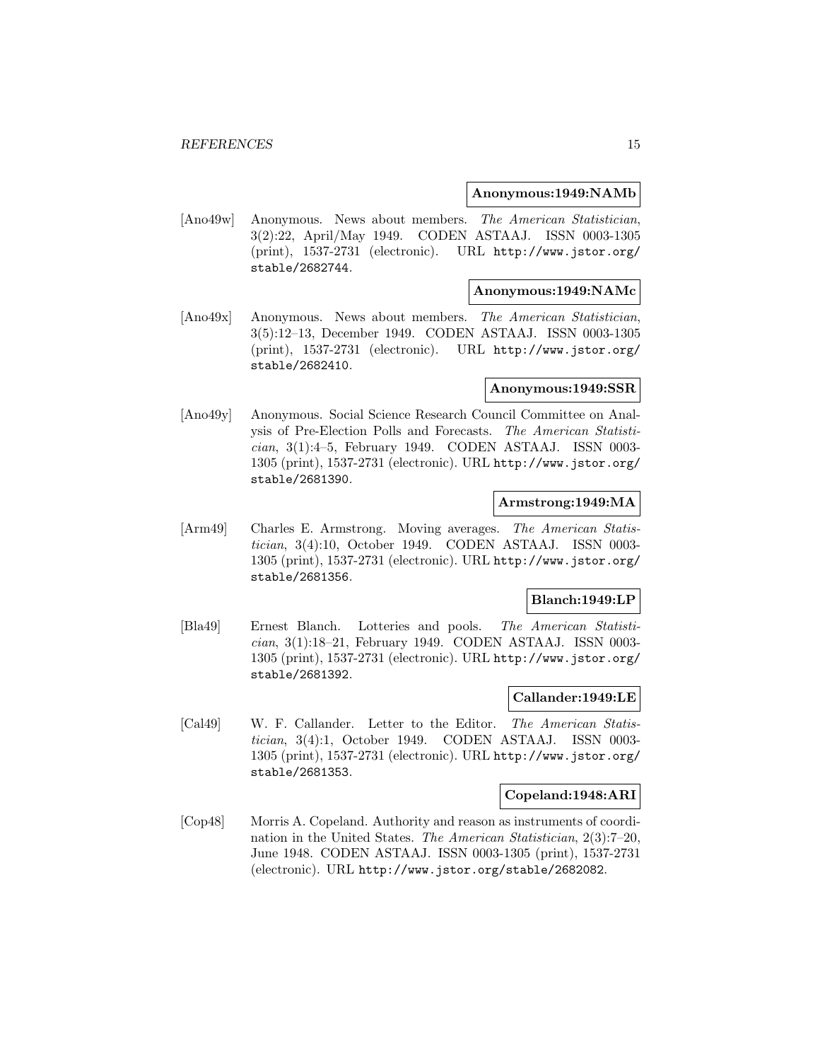**Anonymous:1949:NAMb**

[Ano49w] Anonymous. News about members. *The American Statistician*, 3(2):22, April/May 1949. CODEN ASTAAJ. ISSN 0003-1305 (print), 1537-2731 (electronic). URL http://www.jstor.org/stable/2682744.

**Anonymous:1949:NAMc**

[Ano49x] Anonymous. News about members. *The American Statistician*, 3(5):12–13, December 1949. CODEN ASTAAJ. ISSN 0003-1305 (print), 1537-2731 (electronic). URL http://www.jstor.org/stable/2682410.

**Anonymous:1949:SSR**

[Ano49y] Anonymous. Social Science Research Council Committee on Analysis of Pre-Election Polls and Forecasts. *The American Statistician*, 3(1):4–5, February 1949. CODEN ASTAAJ. ISSN 0003-1305 (print), 1537-2731 (electronic). URL http://www.jstor.org/stable/2681390.

**Armstrong:1949:MA**

[Arm49] Charles E. Armstrong. Moving averages. *The American Statistician*, 3(4):10, October 1949. CODEN ASTAAJ. ISSN 0003-1305 (print), 1537-2731 (electronic). URL http://www.jstor.org/stable/2681356.

**Blanch:1949:LP**

[Bla49] Ernest Blanch. Lotteries and pools. *The American Statistician*, 3(1):18–21, February 1949. CODEN ASTAAJ. ISSN 0003-1305 (print), 1537-2731 (electronic). URL http://www.jstor.org/stable/2681392.

**Callander:1949:LE**

[Cal49] W. F. Callander. Letter to the Editor. *The American Statistician*, 3(4):1, October 1949. CODEN ASTAAJ. ISSN 0003-1305 (print), 1537-2731 (electronic). URL http://www.jstor.org/stable/2681353.

**Copeland:1948:ARI**

[Cop48] Morris A. Copeland. Authority and reason as instruments of coordination in the United States. *The American Statistician*, 2(3):7–20, June 1948. CODEN ASTAAJ. ISSN 0003-1305 (print), 1537-2731 (electronic). URL http://www.jstor.org/stable/2682082.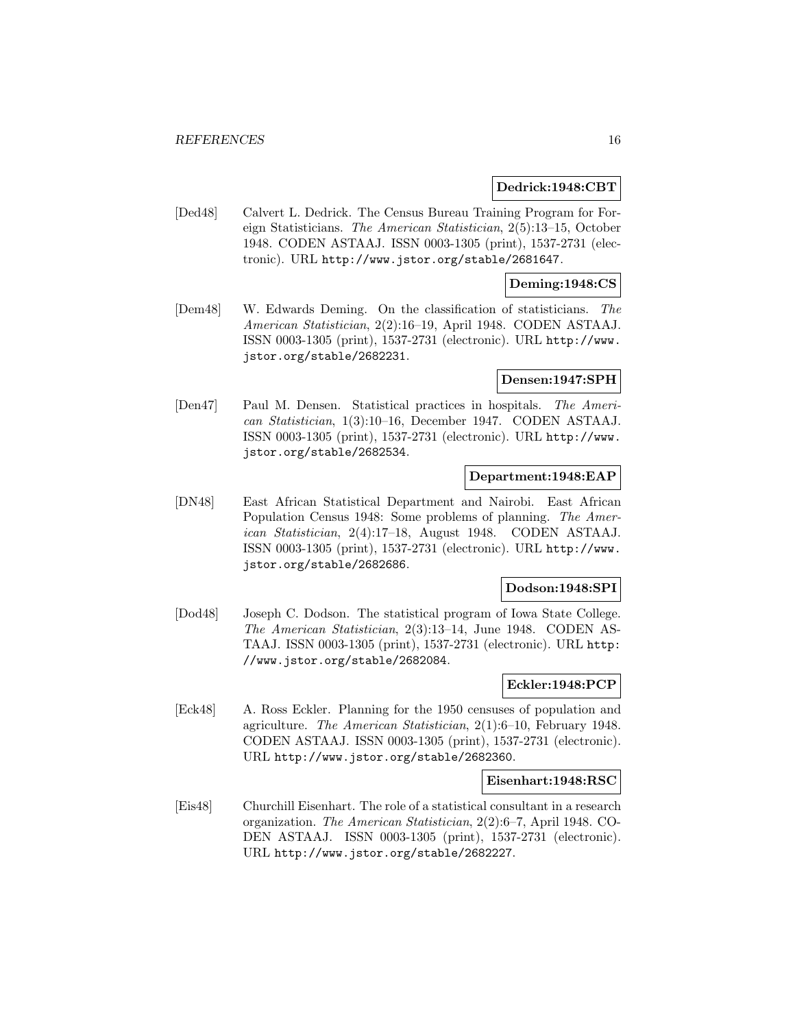**Dedrick:1948:CBT**

[Ded48] Calvert L. Dedrick. The Census Bureau Training Program for Foreign Statisticians. *The American Statistician*, 2(5):13–15, October 1948. CODEN ASTAAJ. ISSN 0003-1305 (print), 1537-2731 (electronic). URL http://www.jstor.org/stable/2681647.

**Deming:1948:CS**

[Dem48] W. Edwards Deming. On the classification of statisticians. *The American Statistician*, 2(2):16–19, April 1948. CODEN ASTAAJ. ISSN 0003-1305 (print), 1537-2731 (electronic). URL http://www.jstor.org/stable/2682231.

**Densen:1947:SPH**

[Den47] Paul M. Densen. Statistical practices in hospitals. *The American Statistician*, 1(3):10–16, December 1947. CODEN ASTAAJ. ISSN 0003-1305 (print), 1537-2731 (electronic). URL http://www.jstor.org/stable/2682534.

**Department:1948:EAP**

[DN48] East African Statistical Department and Nairobi. East African Population Census 1948: Some problems of planning. *The American Statistician*, 2(4):17–18, August 1948. CODEN ASTAAJ. ISSN 0003-1305 (print), 1537-2731 (electronic). URL http://www.jstor.org/stable/2682686.

**Dodson:1948:SPI**

[Dod48] Joseph C. Dodson. The statistical program of Iowa State College. *The American Statistician*, 2(3):13–14, June 1948. CODEN ASTAAJ. ISSN 0003-1305 (print), 1537-2731 (electronic). URL http://www.jstor.org/stable/2682084.

**Eckler:1948:PCP**

[Eck48] A. Ross Eckler. Planning for the 1950 censuses of population and agriculture. *The American Statistician*, 2(1):6–10, February 1948. CODEN ASTAAJ. ISSN 0003-1305 (print), 1537-2731 (electronic). URL http://www.jstor.org/stable/2682360.

**Eisenhart:1948:RSC**

[Eis48] Churchill Eisenhart. The role of a statistical consultant in a research organization. *The American Statistician*, 2(2):6–7, April 1948. CODEN ASTAAJ. ISSN 0003-1305 (print), 1537-2731 (electronic). URL http://www.jstor.org/stable/2682227.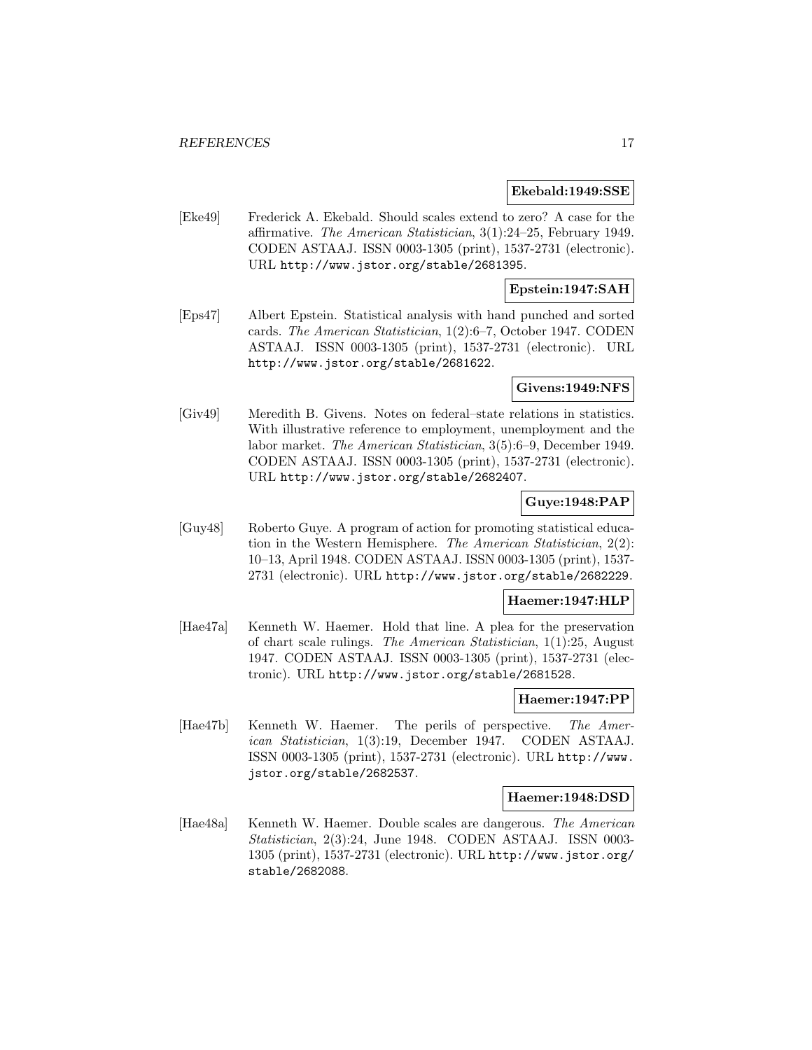**Ekebald:1949:SSE**

[Eke49] Frederick A. Ekebald. Should scales extend to zero? A case for the affirmative. *The American Statistician*, 3(1):24–25, February 1949. CODEN ASTAAJ. ISSN 0003-1305 (print), 1537-2731 (electronic). URL http://www.jstor.org/stable/2681395.

**Epstein:1947:SAH**

[Eps47] Albert Epstein. Statistical analysis with hand punched and sorted cards. *The American Statistician*, 1(2):6–7, October 1947. CODEN ASTAAJ. ISSN 0003-1305 (print), 1537-2731 (electronic). URL http://www.jstor.org/stable/2681622.

**Givens:1949:NFS**

[Giv49] Meredith B. Givens. Notes on federal–state relations in statistics. With illustrative reference to employment, unemployment and the labor market. *The American Statistician*, 3(5):6–9, December 1949. CODEN ASTAAJ. ISSN 0003-1305 (print), 1537-2731 (electronic). URL http://www.jstor.org/stable/2682407.

**Guye:1948:PAP**

[Guy48] Roberto Guye. A program of action for promoting statistical education in the Western Hemisphere. *The American Statistician*, 2(2): 10–13, April 1948. CODEN ASTAAJ. ISSN 0003-1305 (print), 1537-2731 (electronic). URL http://www.jstor.org/stable/2682229.

**Haemer:1947:HLP**

[Hae47a] Kenneth W. Haemer. Hold that line. A plea for the preservation of chart scale rulings. *The American Statistician*, 1(1):25, August 1947. CODEN ASTAAJ. ISSN 0003-1305 (print), 1537-2731 (electronic). URL http://www.jstor.org/stable/2681528.

**Haemer:1947:PP**

[Hae47b] Kenneth W. Haemer. The perils of perspective. *The American Statistician*, 1(3):19, December 1947. CODEN ASTAAJ. ISSN 0003-1305 (print), 1537-2731 (electronic). URL http://www.jstor.org/stable/2682537.

**Haemer:1948:DSD**

[Hae48a] Kenneth W. Haemer. Double scales are dangerous. *The American Statistician*, 2(3):24, June 1948. CODEN ASTAAJ. ISSN 0003-1305 (print), 1537-2731 (electronic). URL http://www.jstor.org/stable/2682088.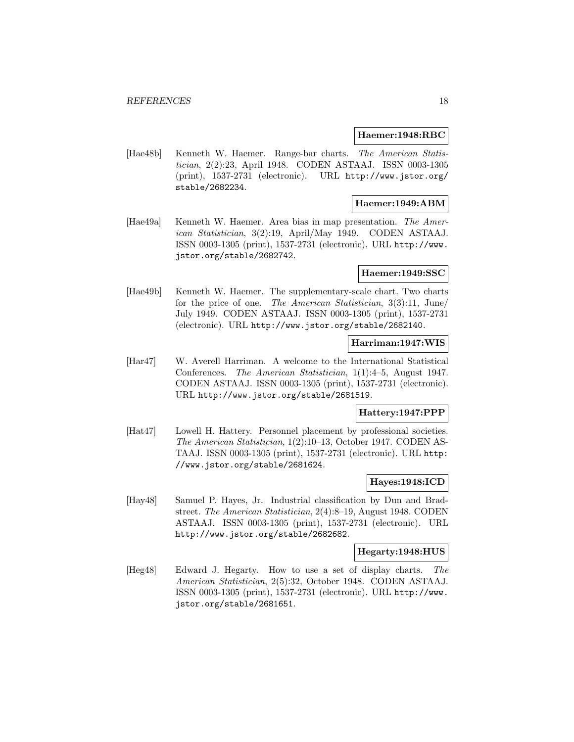**Haemer:1948:RBC**

[Hae48b] Kenneth W. Haemer. Range-bar charts. *The American Statistician*, 2(2):23, April 1948. CODEN ASTAAJ. ISSN 0003-1305 (print), 1537-2731 (electronic). URL http://www.jstor.org/stable/2682234.

**Haemer:1949:ABM**

[Hae49a] Kenneth W. Haemer. Area bias in map presentation. *The American Statistician*, 3(2):19, April/May 1949. CODEN ASTAAJ. ISSN 0003-1305 (print), 1537-2731 (electronic). URL http://www.jstor.org/stable/2682742.

**Haemer:1949:SSC**

[Hae49b] Kenneth W. Haemer. The supplementary-scale chart. Two charts for the price of one. *The American Statistician*, 3(3):11, June/July 1949. CODEN ASTAAJ. ISSN 0003-1305 (print), 1537-2731 (electronic). URL http://www.jstor.org/stable/2682140.

**Harriman:1947:WIS**

[Har47] W. Averell Harriman. A welcome to the International Statistical Conferences. *The American Statistician*, 1(1):4–5, August 1947. CODEN ASTAAJ. ISSN 0003-1305 (print), 1537-2731 (electronic). URL http://www.jstor.org/stable/2681519.

**Hattery:1947:PPP**

[Hat47] Lowell H. Hattery. Personnel placement by professional societies. *The American Statistician*, 1(2):10–13, October 1947. CODEN ASTAAJ. ISSN 0003-1305 (print), 1537-2731 (electronic). URL http://www.jstor.org/stable/2681624.

**Hayes:1948:ICD**

[Hay48] Samuel P. Hayes, Jr. Industrial classification by Dun and Bradstreet. *The American Statistician*, 2(4):8–19, August 1948. CODEN ASTAAJ. ISSN 0003-1305 (print), 1537-2731 (electronic). URL http://www.jstor.org/stable/2682682.

**Hegarty:1948:HUS**

[Heg48] Edward J. Hegarty. How to use a set of display charts. *The American Statistician*, 2(5):32, October 1948. CODEN ASTAAJ. ISSN 0003-1305 (print), 1537-2731 (electronic). URL http://www.jstor.org/stable/2681651.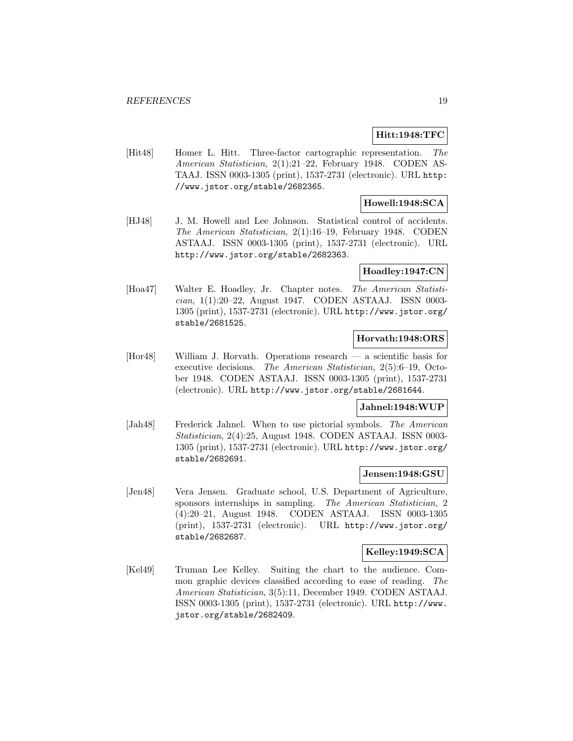**Hitt:1948:TFC**

[Hit48] Homer L. Hitt. Three-factor cartographic representation. *The American Statistician*, 2(1):21–22, February 1948. CODEN ASTAAJ. ISSN 0003-1305 (print), 1537-2731 (electronic). URL http://www.jstor.org/stable/2682365.

**Howell:1948:SCA**

[HJ48] J. M. Howell and Lee Johnson. Statistical control of accidents. *The American Statistician*, 2(1):16–19, February 1948. CODEN ASTAAJ. ISSN 0003-1305 (print), 1537-2731 (electronic). URL http://www.jstor.org/stable/2682363.

**Hoadley:1947:CN**

[Hoa47] Walter E. Hoadley, Jr. Chapter notes. *The American Statistician*, 1(1):20–22, August 1947. CODEN ASTAAJ. ISSN 0003-1305 (print), 1537-2731 (electronic). URL http://www.jstor.org/stable/2681525.

**Horvath:1948:ORS**

[Hor48] William J. Horvath. Operations research — a scientific basis for executive decisions. *The American Statistician*, 2(5):6–19, October 1948. CODEN ASTAAJ. ISSN 0003-1305 (print), 1537-2731 (electronic). URL http://www.jstor.org/stable/2681644.

**Jahnel:1948:WUP**

[Jah48] Frederick Jahnel. When to use pictorial symbols. *The American Statistician*, 2(4):25, August 1948. CODEN ASTAAJ. ISSN 0003-1305 (print), 1537-2731 (electronic). URL http://www.jstor.org/stable/2682691.

**Jensen:1948:GSU**

[Jen48] Vera Jensen. Graduate school, U.S. Department of Agriculture, sponsors internships in sampling. *The American Statistician*, 2 (4):20–21, August 1948. CODEN ASTAAJ. ISSN 0003-1305 (print), 1537-2731 (electronic). URL http://www.jstor.org/stable/2682687.

**Kelley:1949:SCA**

[Kel49] Truman Lee Kelley. Suiting the chart to the audience. Common graphic devices classified according to ease of reading. *The American Statistician*, 3(5):11, December 1949. CODEN ASTAAJ. ISSN 0003-1305 (print), 1537-2731 (electronic). URL http://www.jstor.org/stable/2682409.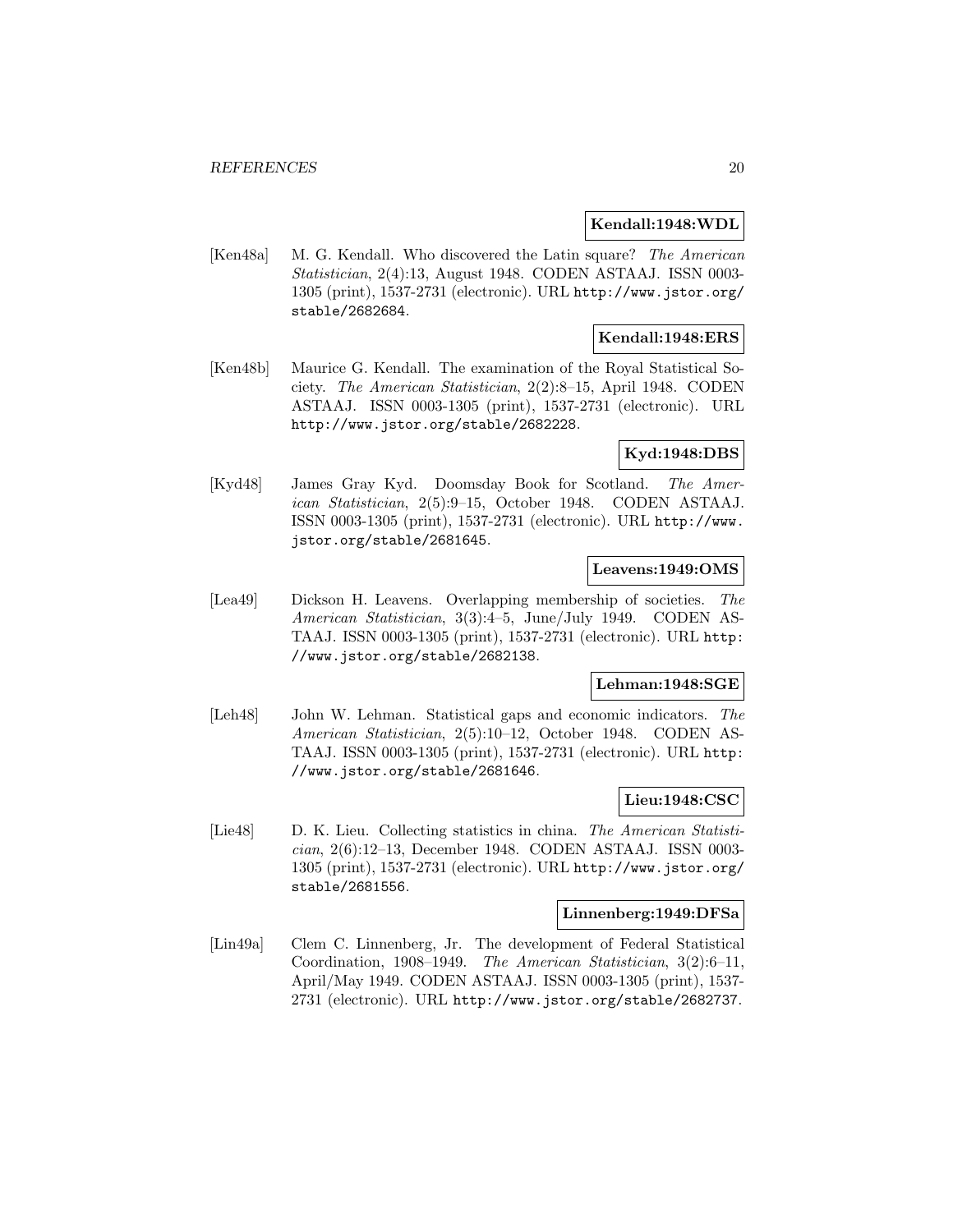**Kendall:1948:WDL**

[Ken48a] M. G. Kendall. Who discovered the Latin square? *The American Statistician*, 2(4):13, August 1948. CODEN ASTAAJ. ISSN 0003-1305 (print), 1537-2731 (electronic). URL http://www.jstor.org/stable/2682684.

**Kendall:1948:ERS**

[Ken48b] Maurice G. Kendall. The examination of the Royal Statistical Society. *The American Statistician*, 2(2):8–15, April 1948. CODEN ASTAAJ. ISSN 0003-1305 (print), 1537-2731 (electronic). URL http://www.jstor.org/stable/2682228.

**Kyd:1948:DBS**

[Kyd48] James Gray Kyd. Doomsday Book for Scotland. *The American Statistician*, 2(5):9–15, October 1948. CODEN ASTAAJ. ISSN 0003-1305 (print), 1537-2731 (electronic). URL http://www.jstor.org/stable/2681645.

**Leavens:1949:OMS**

[Lea49] Dickson H. Leavens. Overlapping membership of societies. *The American Statistician*, 3(3):4–5, June/July 1949. CODEN ASTAAJ. ISSN 0003-1305 (print), 1537-2731 (electronic). URL http://www.jstor.org/stable/2682138.

**Lehman:1948:SGE**

[Leh48] John W. Lehman. Statistical gaps and economic indicators. *The American Statistician*, 2(5):10–12, October 1948. CODEN ASTAAJ. ISSN 0003-1305 (print), 1537-2731 (electronic). URL http://www.jstor.org/stable/2681646.

**Lieu:1948:CSC**

[Lie48] D. K. Lieu. Collecting statistics in china. *The American Statistician*, 2(6):12–13, December 1948. CODEN ASTAAJ. ISSN 0003-1305 (print), 1537-2731 (electronic). URL http://www.jstor.org/stable/2681556.

**Linnenberg:1949:DFSa**

[Lin49a] Clem C. Linnenberg, Jr. The development of Federal Statistical Coordination, 1908–1949. *The American Statistician*, 3(2):6–11, April/May 1949. CODEN ASTAAJ. ISSN 0003-1305 (print), 1537-2731 (electronic). URL http://www.jstor.org/stable/2682737.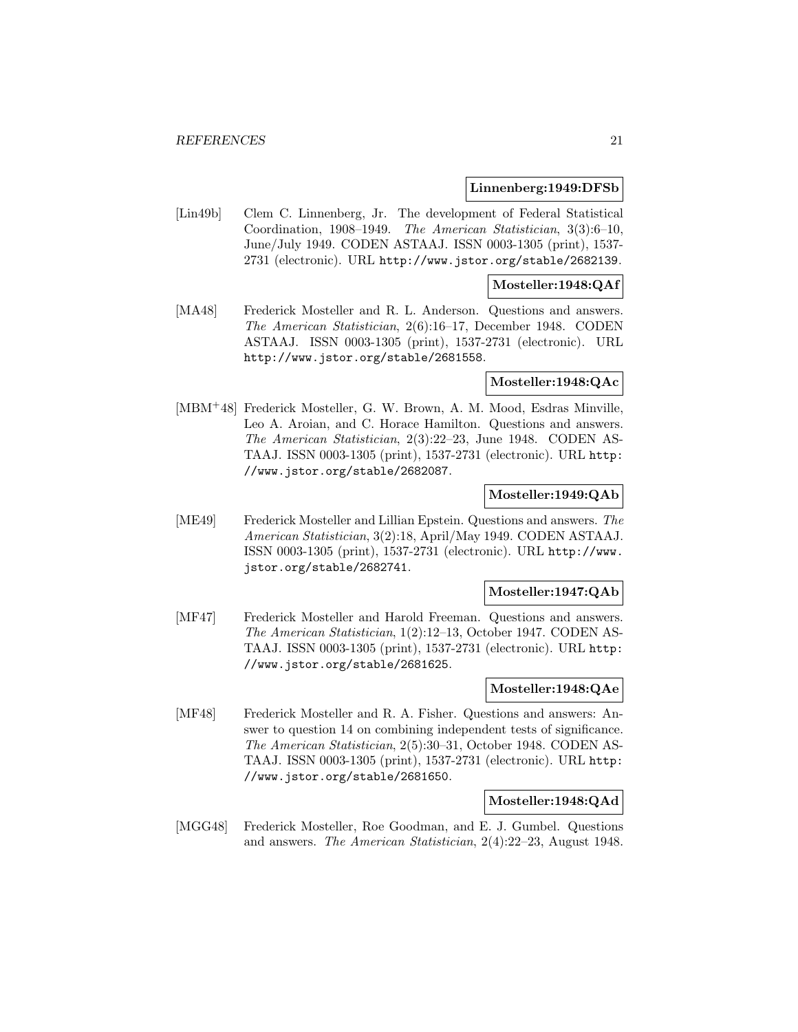**Linnenberg:1949:DFSb**

[Lin49b] Clem C. Linnenberg, Jr. The development of Federal Statistical Coordination, 1908–1949. *The American Statistician*, 3(3):6–10, June/July 1949. CODEN ASTAAJ. ISSN 0003-1305 (print), 1537-2731 (electronic). URL http://www.jstor.org/stable/2682139.

**Mosteller:1948:QAf**

[MA48] Frederick Mosteller and R. L. Anderson. Questions and answers. *The American Statistician*, 2(6):16–17, December 1948. CODEN ASTAAJ. ISSN 0003-1305 (print), 1537-2731 (electronic). URL http://www.jstor.org/stable/2681558.

**Mosteller:1948:QAc**

[MBM+48] Frederick Mosteller, G. W. Brown, A. M. Mood, Esdras Minville, Leo A. Aroian, and C. Horace Hamilton. Questions and answers. *The American Statistician*, 2(3):22–23, June 1948. CODEN ASTAAJ. ISSN 0003-1305 (print), 1537-2731 (electronic). URL http://www.jstor.org/stable/2682087.

**Mosteller:1949:QAb**

[ME49] Frederick Mosteller and Lillian Epstein. Questions and answers. *The American Statistician*, 3(2):18, April/May 1949. CODEN ASTAAJ. ISSN 0003-1305 (print), 1537-2731 (electronic). URL http://www.jstor.org/stable/2682741.

**Mosteller:1947:QAb**

[MF47] Frederick Mosteller and Harold Freeman. Questions and answers. *The American Statistician*, 1(2):12–13, October 1947. CODEN ASTAAJ. ISSN 0003-1305 (print), 1537-2731 (electronic). URL http://www.jstor.org/stable/2681625.

**Mosteller:1948:QAe**

[MF48] Frederick Mosteller and R. A. Fisher. Questions and answers: Answer to question 14 on combining independent tests of significance. *The American Statistician*, 2(5):30–31, October 1948. CODEN ASTAAJ. ISSN 0003-1305 (print), 1537-2731 (electronic). URL http://www.jstor.org/stable/2681650.

**Mosteller:1948:QAd**

[MGG48] Frederick Mosteller, Roe Goodman, and E. J. Gumbel. Questions and answers. *The American Statistician*, 2(4):22–23, August 1948.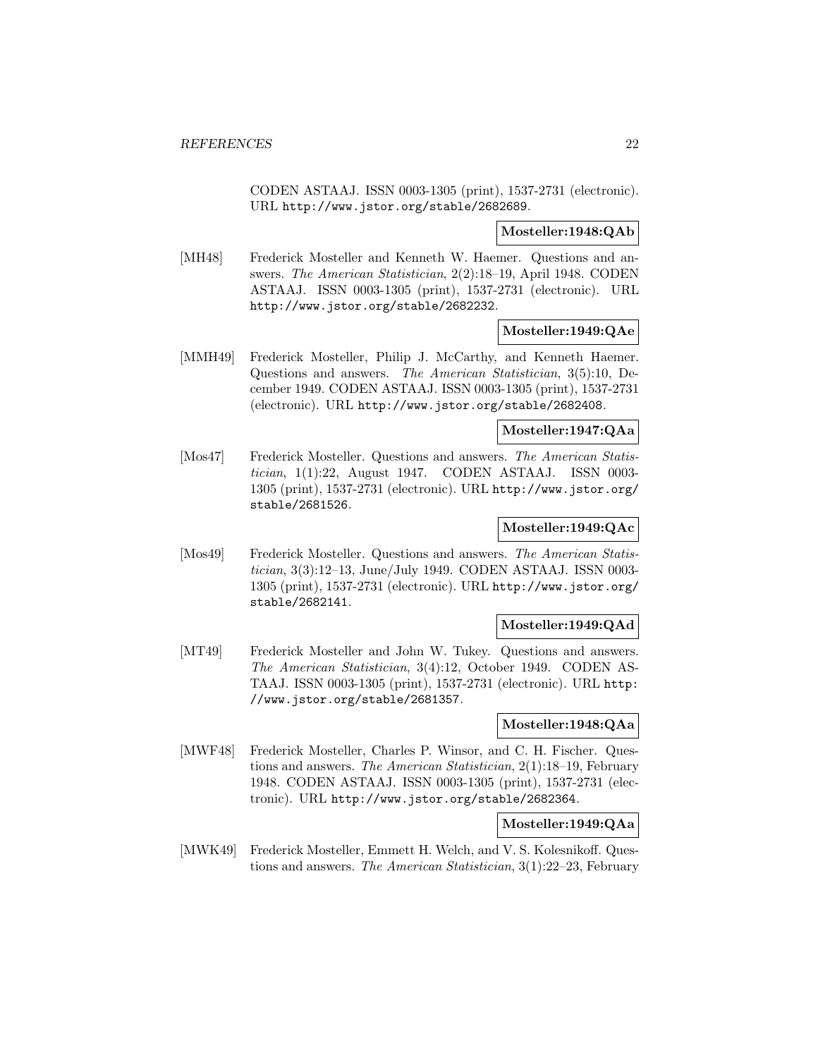CODEN ASTAAJ. ISSN 0003-1305 (print), 1537-2731 (electronic). URL http://www.jstor.org/stable/2682689.

**Mosteller:1948:QAb**

[MH48] Frederick Mosteller and Kenneth W. Haemer. Questions and answers. *The American Statistician*, 2(2):18–19, April 1948. CODEN ASTAAJ. ISSN 0003-1305 (print), 1537-2731 (electronic). URL http://www.jstor.org/stable/2682232.

**Mosteller:1949:QAe**

[MMH49] Frederick Mosteller, Philip J. McCarthy, and Kenneth Haemer. Questions and answers. *The American Statistician*, 3(5):10, December 1949. CODEN ASTAAJ. ISSN 0003-1305 (print), 1537-2731 (electronic). URL http://www.jstor.org/stable/2682408.

**Mosteller:1947:QAa**

[Mos47] Frederick Mosteller. Questions and answers. *The American Statistician*, 1(1):22, August 1947. CODEN ASTAAJ. ISSN 0003-1305 (print), 1537-2731 (electronic). URL http://www.jstor.org/stable/2681526.

**Mosteller:1949:QAc**

[Mos49] Frederick Mosteller. Questions and answers. *The American Statistician*, 3(3):12–13, June/July 1949. CODEN ASTAAJ. ISSN 0003-1305 (print), 1537-2731 (electronic). URL http://www.jstor.org/stable/2682141.

**Mosteller:1949:QAd**

[MT49] Frederick Mosteller and John W. Tukey. Questions and answers. *The American Statistician*, 3(4):12, October 1949. CODEN ASTAAJ. ISSN 0003-1305 (print), 1537-2731 (electronic). URL http://www.jstor.org/stable/2681357.

**Mosteller:1948:QAa**

[MWF48] Frederick Mosteller, Charles P. Winsor, and C. H. Fischer. Questions and answers. *The American Statistician*, 2(1):18–19, February 1948. CODEN ASTAAJ. ISSN 0003-1305 (print), 1537-2731 (electronic). URL http://www.jstor.org/stable/2682364.

**Mosteller:1949:QAa**

[MWK49] Frederick Mosteller, Emmett H. Welch, and V. S. Kolesnikoff. Questions and answers. *The American Statistician*, 3(1):22–23, February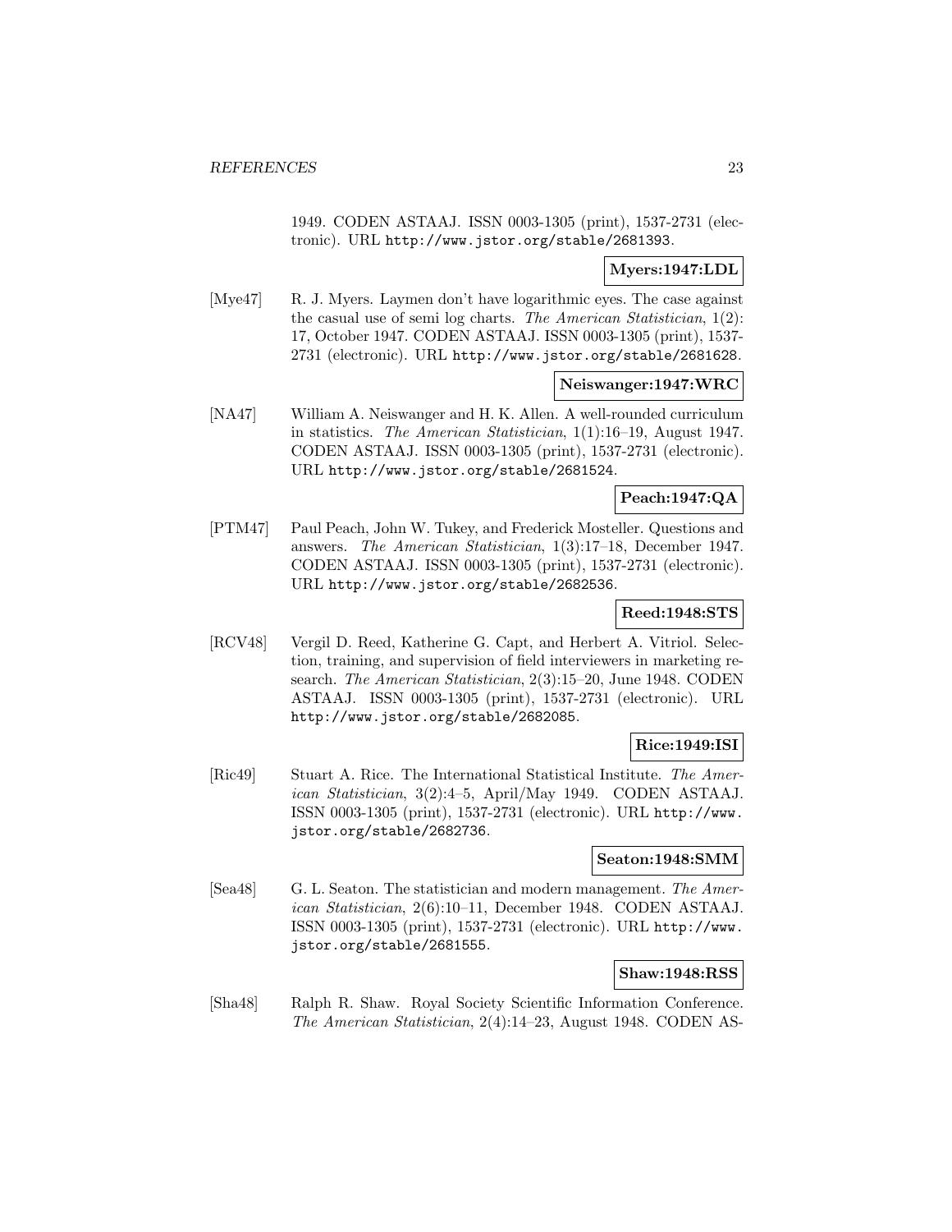1949. CODEN ASTAAJ. ISSN 0003-1305 (print), 1537-2731 (electronic). URL http://www.jstor.org/stable/2681393.

**Myers:1947:LDL**

[Mye47] R. J. Myers. Laymen don't have logarithmic eyes. The case against the casual use of semi log charts. *The American Statistician*, 1(2): 17, October 1947. CODEN ASTAAJ. ISSN 0003-1305 (print), 1537-2731 (electronic). URL http://www.jstor.org/stable/2681628.

**Neiswanger:1947:WRC**

[NA47] William A. Neiswanger and H. K. Allen. A well-rounded curriculum in statistics. *The American Statistician*, 1(1):16–19, August 1947. CODEN ASTAAJ. ISSN 0003-1305 (print), 1537-2731 (electronic). URL http://www.jstor.org/stable/2681524.

**Peach:1947:QA**

[PTM47] Paul Peach, John W. Tukey, and Frederick Mosteller. Questions and answers. *The American Statistician*, 1(3):17–18, December 1947. CODEN ASTAAJ. ISSN 0003-1305 (print), 1537-2731 (electronic). URL http://www.jstor.org/stable/2682536.

**Reed:1948:STS**

[RCV48] Vergil D. Reed, Katherine G. Capt, and Herbert A. Vitriol. Selection, training, and supervision of field interviewers in marketing research. *The American Statistician*, 2(3):15–20, June 1948. CODEN ASTAAJ. ISSN 0003-1305 (print), 1537-2731 (electronic). URL http://www.jstor.org/stable/2682085.

**Rice:1949:ISI**

[Ric49] Stuart A. Rice. The International Statistical Institute. *The American Statistician*, 3(2):4–5, April/May 1949. CODEN ASTAAJ. ISSN 0003-1305 (print), 1537-2731 (electronic). URL http://www.jstor.org/stable/2682736.

**Seaton:1948:SMM**

[Sea48] G. L. Seaton. The statistician and modern management. *The American Statistician*, 2(6):10–11, December 1948. CODEN ASTAAJ. ISSN 0003-1305 (print), 1537-2731 (electronic). URL http://www.jstor.org/stable/2681555.

**Shaw:1948:RSS**

[Sha48] Ralph R. Shaw. Royal Society Scientific Information Conference. *The American Statistician*, 2(4):14–23, August 1948. CODEN AS-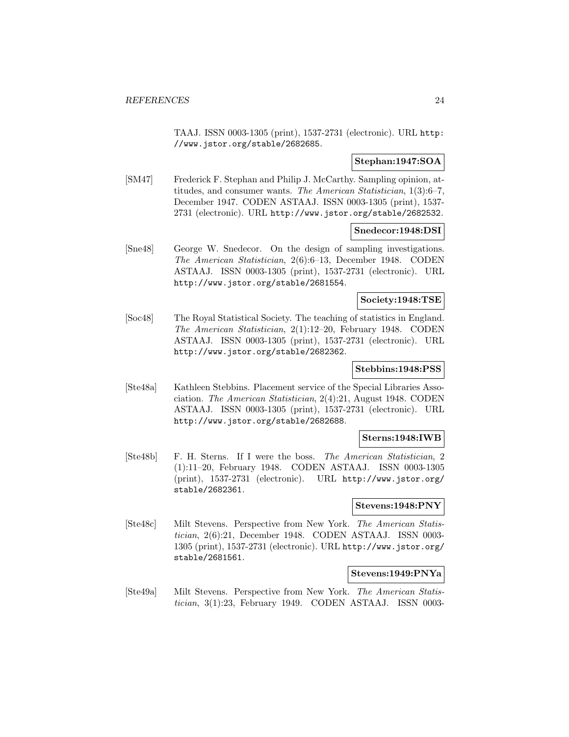TAAJ. ISSN 0003-1305 (print), 1537-2731 (electronic). URL http://www.jstor.org/stable/2682685.

**Stephan:1947:SOA**

[SM47] Frederick F. Stephan and Philip J. McCarthy. Sampling opinion, attitudes, and consumer wants. *The American Statistician*, 1(3):6–7, December 1947. CODEN ASTAAJ. ISSN 0003-1305 (print), 1537-2731 (electronic). URL http://www.jstor.org/stable/2682532.

**Snedecor:1948:DSI**

[Sne48] George W. Snedecor. On the design of sampling investigations. *The American Statistician*, 2(6):6–13, December 1948. CODEN ASTAAJ. ISSN 0003-1305 (print), 1537-2731 (electronic). URL http://www.jstor.org/stable/2681554.

**Society:1948:TSE**

[Soc48] The Royal Statistical Society. The teaching of statistics in England. *The American Statistician*, 2(1):12–20, February 1948. CODEN ASTAAJ. ISSN 0003-1305 (print), 1537-2731 (electronic). URL http://www.jstor.org/stable/2682362.

**Stebbins:1948:PSS**

[Ste48a] Kathleen Stebbins. Placement service of the Special Libraries Association. *The American Statistician*, 2(4):21, August 1948. CODEN ASTAAJ. ISSN 0003-1305 (print), 1537-2731 (electronic). URL http://www.jstor.org/stable/2682688.

**Sterns:1948:IWB**

[Ste48b] F. H. Sterns. If I were the boss. *The American Statistician*, 2(1):11–20, February 1948. CODEN ASTAAJ. ISSN 0003-1305 (print), 1537-2731 (electronic). URL http://www.jstor.org/stable/2682361.

**Stevens:1948:PNY**

[Ste48c] Milt Stevens. Perspective from New York. *The American Statistician*, 2(6):21, December 1948. CODEN ASTAAJ. ISSN 0003-1305 (print), 1537-2731 (electronic). URL http://www.jstor.org/stable/2681561.

**Stevens:1949:PNYa**

[Ste49a] Milt Stevens. Perspective from New York. *The American Statistician*, 3(1):23, February 1949. CODEN ASTAAJ. ISSN 0003-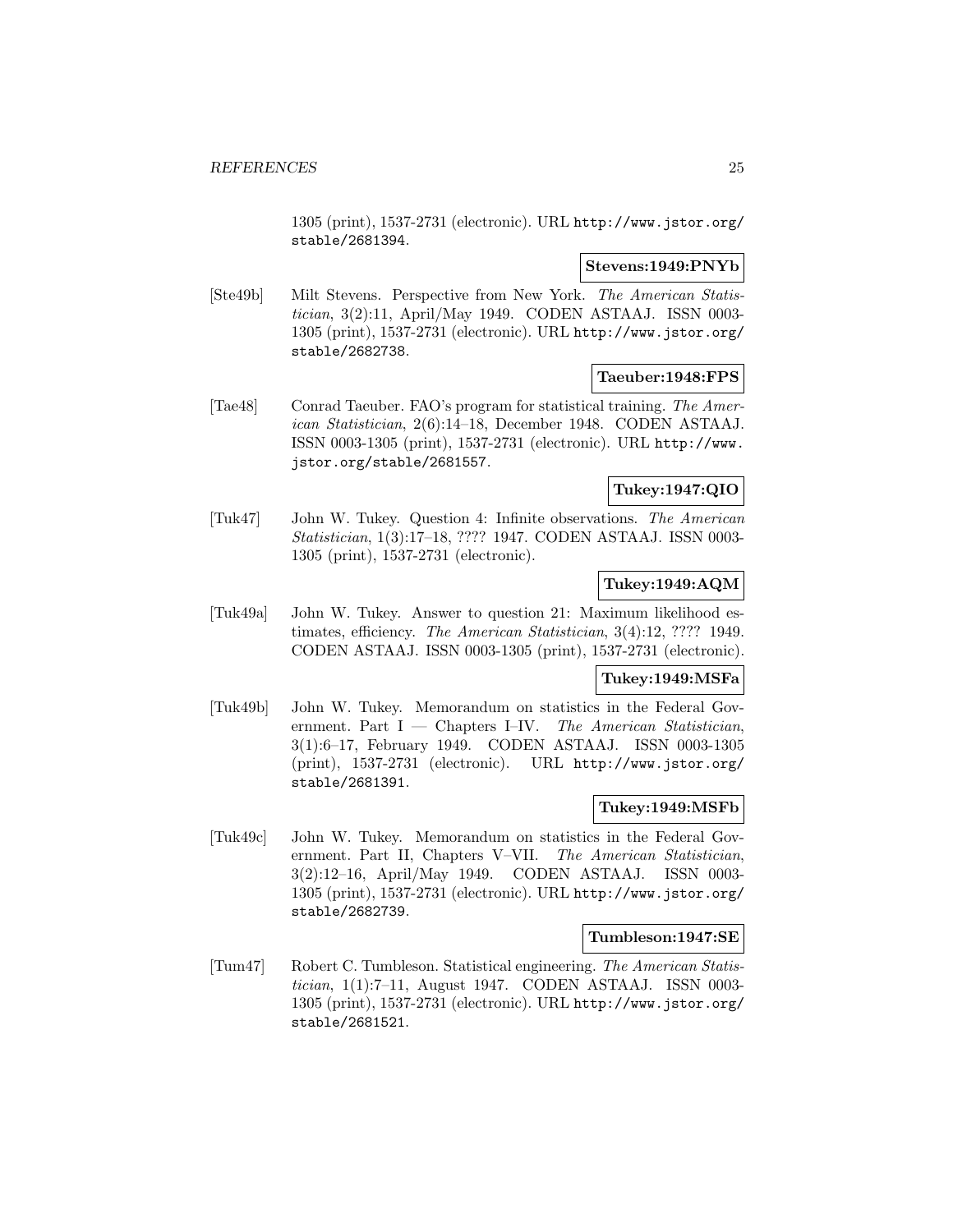1305 (print), 1537-2731 (electronic). URL http://www.jstor.org/stable/2681394.

**Stevens:1949:PNYb**

[Ste49b] Milt Stevens. Perspective from New York. *The American Statistician*, 3(2):11, April/May 1949. CODEN ASTAAJ. ISSN 0003-1305 (print), 1537-2731 (electronic). URL http://www.jstor.org/stable/2682738.

**Taeuber:1948:FPS**

[Tae48] Conrad Taeuber. FAO's program for statistical training. *The American Statistician*, 2(6):14–18, December 1948. CODEN ASTAAJ. ISSN 0003-1305 (print), 1537-2731 (electronic). URL http://www.jstor.org/stable/2681557.

**Tukey:1947:QIO**

[Tuk47] John W. Tukey. Question 4: Infinite observations. *The American Statistician*, 1(3):17–18, ???? 1947. CODEN ASTAAJ. ISSN 0003-1305 (print), 1537-2731 (electronic).

**Tukey:1949:AQM**

[Tuk49a] John W. Tukey. Answer to question 21: Maximum likelihood estimates, efficiency. *The American Statistician*, 3(4):12, ???? 1949. CODEN ASTAAJ. ISSN 0003-1305 (print), 1537-2731 (electronic).

**Tukey:1949:MSFa**

[Tuk49b] John W. Tukey. Memorandum on statistics in the Federal Government. Part I — Chapters I–IV. *The American Statistician*, 3(1):6–17, February 1949. CODEN ASTAAJ. ISSN 0003-1305 (print), 1537-2731 (electronic). URL http://www.jstor.org/stable/2681391.

**Tukey:1949:MSFb**

[Tuk49c] John W. Tukey. Memorandum on statistics in the Federal Government. Part II, Chapters V–VII. *The American Statistician*, 3(2):12–16, April/May 1949. CODEN ASTAAJ. ISSN 0003-1305 (print), 1537-2731 (electronic). URL http://www.jstor.org/stable/2682739.

**Tumbleson:1947:SE**

[Tum47] Robert C. Tumbleson. Statistical engineering. *The American Statistician*, 1(1):7–11, August 1947. CODEN ASTAAJ. ISSN 0003-1305 (print), 1537-2731 (electronic). URL http://www.jstor.org/stable/2681521.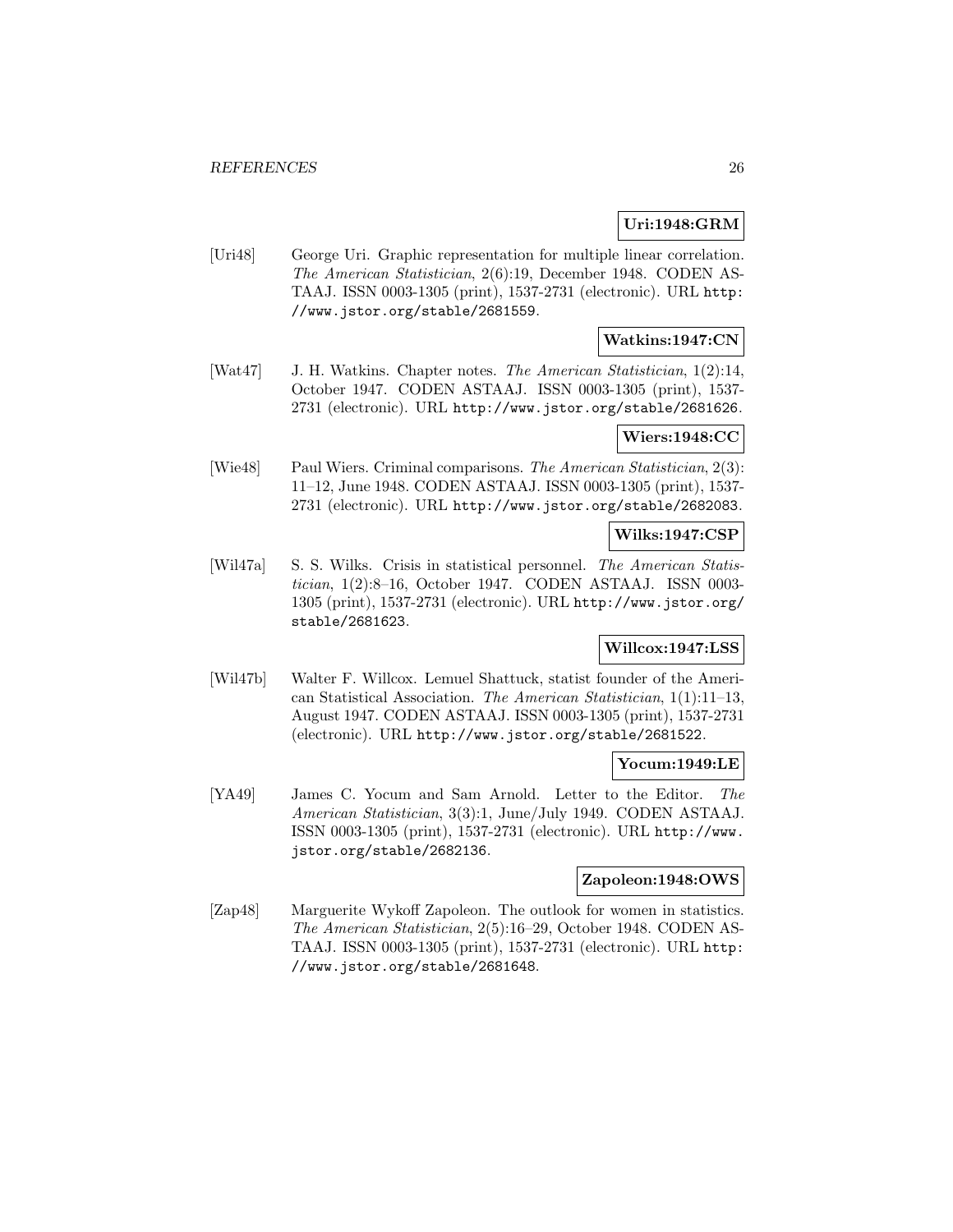**Uri:1948:GRM**

[Uri48] George Uri. Graphic representation for multiple linear correlation. *The American Statistician*, 2(6):19, December 1948. CODEN ASTAAJ. ISSN 0003-1305 (print), 1537-2731 (electronic). URL http://www.jstor.org/stable/2681559.

**Watkins:1947:CN**

[Wat47] J. H. Watkins. Chapter notes. *The American Statistician*, 1(2):14, October 1947. CODEN ASTAAJ. ISSN 0003-1305 (print), 1537-2731 (electronic). URL http://www.jstor.org/stable/2681626.

**Wiers:1948:CC**

[Wie48] Paul Wiers. Criminal comparisons. *The American Statistician*, 2(3): 11–12, June 1948. CODEN ASTAAJ. ISSN 0003-1305 (print), 1537-2731 (electronic). URL http://www.jstor.org/stable/2682083.

**Wilks:1947:CSP**

[Wil47a] S. S. Wilks. Crisis in statistical personnel. *The American Statistician*, 1(2):8–16, October 1947. CODEN ASTAAJ. ISSN 0003-1305 (print), 1537-2731 (electronic). URL http://www.jstor.org/stable/2681623.

**Willcox:1947:LSS**

[Wil47b] Walter F. Willcox. Lemuel Shattuck, statist founder of the American Statistical Association. *The American Statistician*, 1(1):11–13, August 1947. CODEN ASTAAJ. ISSN 0003-1305 (print), 1537-2731 (electronic). URL http://www.jstor.org/stable/2681522.

**Yocum:1949:LE**

[YA49] James C. Yocum and Sam Arnold. Letter to the Editor. *The American Statistician*, 3(3):1, June/July 1949. CODEN ASTAAJ. ISSN 0003-1305 (print), 1537-2731 (electronic). URL http://www.jstor.org/stable/2682136.

**Zapoleon:1948:OWS**

[Zap48] Marguerite Wykoff Zapoleon. The outlook for women in statistics. *The American Statistician*, 2(5):16–29, October 1948. CODEN ASTAAJ. ISSN 0003-1305 (print), 1537-2731 (electronic). URL http://www.jstor.org/stable/2681648.